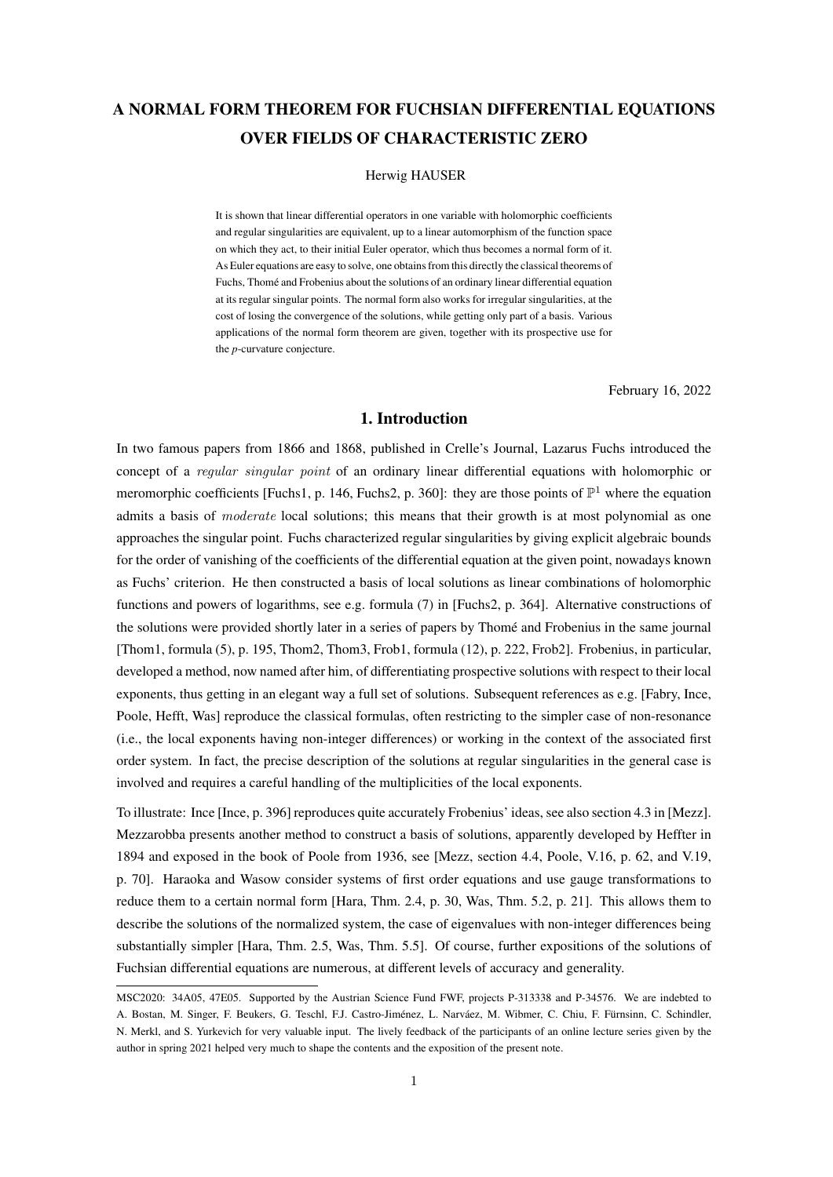# A NORMAL FORM THEOREM FOR FUCHSIAN DIFFERENTIAL EQUATIONS OVER FIELDS OF CHARACTERISTIC ZERO

Herwig HAUSER

It is shown that linear differential operators in one variable with holomorphic coefficients and regular singularities are equivalent, up to a linear automorphism of the function space on which they act, to their initial Euler operator, which thus becomes a normal form of it. As Euler equations are easy to solve, one obtains from this directly the classical theorems of Fuchs, Thomé and Frobenius about the solutions of an ordinary linear differential equation at its regular singular points. The normal form also works for irregular singularities, at the cost of losing the convergence of the solutions, while getting only part of a basis. Various applications of the normal form theorem are given, together with its prospective use for the $p$-curvature conjecture.

February 16, 2022

## 1. Introduction

In two famous papers from 1866 and 1868, published in Crelle's Journal, Lazarus Fuchs introduced the concept of a *regular singular point* of an ordinary linear differential equations with holomorphic or meromorphic coefficients [Fuchs1, p. 146, Fuchs2, p. 360]: they are those points of $\mathbb{P}^1$ where the equation admits a basis of *moderate* local solutions; this means that their growth is at most polynomial as one approaches the singular point. Fuchs characterized regular singularities by giving explicit algebraic bounds for the order of vanishing of the coefficients of the differential equation at the given point, nowadays known as Fuchs' criterion. He then constructed a basis of local solutions as linear combinations of holomorphic functions and powers of logarithms, see e.g. formula (7) in [Fuchs2, p. 364]. Alternative constructions of the solutions were provided shortly later in a series of papers by Thomé and Frobenius in the same journal [Thom1, formula (5), p. 195, Thom2, Thom3, Frob1, formula (12), p. 222, Frob2]. Frobenius, in particular, developed a method, now named after him, of differentiating prospective solutions with respect to their local exponents, thus getting in an elegant way a full set of solutions. Subsequent references as e.g. [Fabry, Ince, Poole, Hefft, Was] reproduce the classical formulas, often restricting to the simpler case of non-resonance (i.e., the local exponents having non-integer differences) or working in the context of the associated first order system. In fact, the precise description of the solutions at regular singularities in the general case is involved and requires a careful handling of the multiplicities of the local exponents.

To illustrate: Ince [Ince, p. 396] reproduces quite accurately Frobenius' ideas, see also section 4.3 in [Mezz]. Mezzarobba presents another method to construct a basis of solutions, apparently developed by Heffter in 1894 and exposed in the book of Poole from 1936, see [Mezz, section 4.4, Poole, V.16, p. 62, and V.19, p. 70]. Haraoka and Wasow consider systems of first order equations and use gauge transformations to reduce them to a certain normal form [Hara, Thm. 2.4, p. 30, Was, Thm. 5.2, p. 21]. This allows them to describe the solutions of the normalized system, the case of eigenvalues with non-integer differences being substantially simpler [Hara, Thm. 2.5, Was, Thm. 5.5]. Of course, further expositions of the solutions of Fuchsian differential equations are numerous, at different levels of accuracy and generality.

---

MSC2020: 34A05, 47E05. Supported by the Austrian Science Fund FWF, projects P-313338 and P-34576. We are indebted to A. Bostan, M. Singer, F. Beukers, G. Teschl, F.J. Castro-Jiménez, L. Narváez, M. Wibmer, C. Chiu, F. Fürnsinn, C. Schindler, N. Merkl, and S. Yurkevich for very valuable input. The lively feedback of the participants of an online lecture series given by the author in spring 2021 helped very much to shape the contents and the exposition of the present note.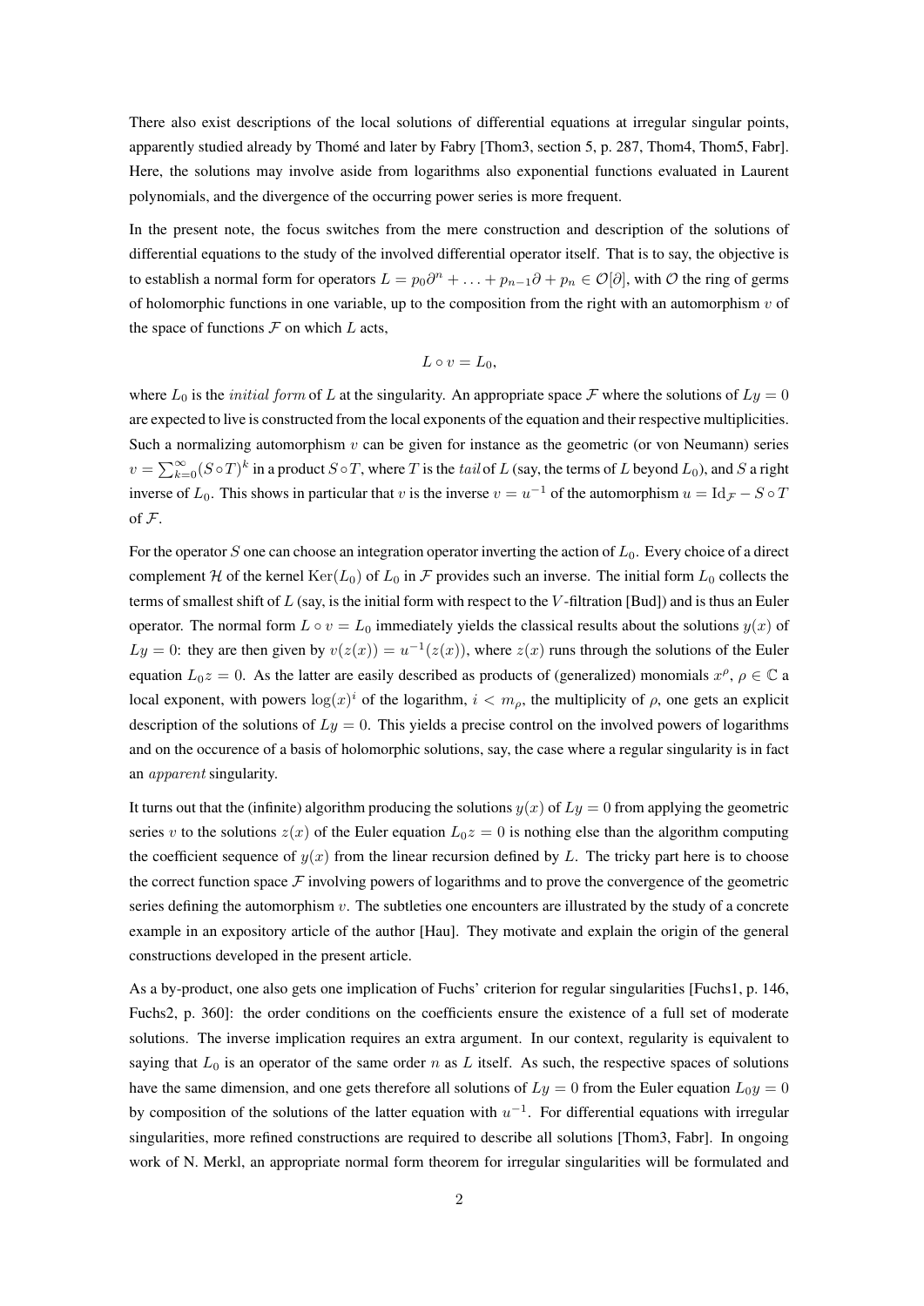There also exist descriptions of the local solutions of differential equations at irregular singular points, apparently studied already by Thomé and later by Fabry [Thom3, section 5, p. 287, Thom4, Thom5, Fabr]. Here, the solutions may involve aside from logarithms also exponential functions evaluated in Laurent polynomials, and the divergence of the occurring power series is more frequent.

In the present note, the focus switches from the mere construction and description of the solutions of differential equations to the study of the involved differential operator itself. That is to say, the objective is to establish a normal form for operators $L = p_0\partial^n + \ldots + p_{n-1}\partial + p_n \in \mathcal{O}[\partial]$, with $\mathcal{O}$ the ring of germs of holomorphic functions in one variable, up to the composition from the right with an automorphism $v$ of the space of functions $\mathcal{F}$ on which $L$ acts,

$$L \circ v = L_0,$$

where $L_0$ is the *initial form* of $L$ at the singularity. An appropriate space $\mathcal{F}$ where the solutions of $Ly = 0$ are expected to live is constructed from the local exponents of the equation and their respective multiplicities. Such a normalizing automorphism $v$ can be given for instance as the geometric (or von Neumann) series $v = \sum_{k=0}^{\infty}(S \circ T)^k$ in a product $S \circ T$, where $T$ is the *tail* of $L$ (say, the terms of $L$ beyond $L_0$), and $S$ a right inverse of $L_0$. This shows in particular that $v$ is the inverse $v = u^{-1}$ of the automorphism $u = \mathrm{Id}_{\mathcal{F}} - S \circ T$ of $\mathcal{F}$.

For the operator $S$ one can choose an integration operator inverting the action of $L_0$. Every choice of a direct complement $\mathcal{H}$ of the kernel $\mathrm{Ker}(L_0)$ of $L_0$ in $\mathcal{F}$ provides such an inverse. The initial form $L_0$ collects the terms of smallest shift of $L$ (say, is the initial form with respect to the $V$-filtration [Bud]) and is thus an Euler operator. The normal form $L \circ v = L_0$ immediately yields the classical results about the solutions $y(x)$ of $Ly = 0$: they are then given by $v(z(x)) = u^{-1}(z(x))$, where $z(x)$ runs through the solutions of the Euler equation $L_0 z = 0$. As the latter are easily described as products of (generalized) monomials $x^\rho$, $\rho \in \mathbb{C}$ a local exponent, with powers $\log(x)^i$ of the logarithm, $i < m_\rho$, the multiplicity of $\rho$, one gets an explicit description of the solutions of $Ly = 0$. This yields a precise control on the involved powers of logarithms and on the occurence of a basis of holomorphic solutions, say, the case where a regular singularity is in fact an *apparent* singularity.

It turns out that the (infinite) algorithm producing the solutions $y(x)$ of $Ly = 0$ from applying the geometric series $v$ to the solutions $z(x)$ of the Euler equation $L_0 z = 0$ is nothing else than the algorithm computing the coefficient sequence of $y(x)$ from the linear recursion defined by $L$. The tricky part here is to choose the correct function space $\mathcal{F}$ involving powers of logarithms and to prove the convergence of the geometric series defining the automorphism $v$. The subtleties one encounters are illustrated by the study of a concrete example in an expository article of the author [Hau]. They motivate and explain the origin of the general constructions developed in the present article.

As a by-product, one also gets one implication of Fuchs' criterion for regular singularities [Fuchs1, p. 146, Fuchs2, p. 360]: the order conditions on the coefficients ensure the existence of a full set of moderate solutions. The inverse implication requires an extra argument. In our context, regularity is equivalent to saying that $L_0$ is an operator of the same order $n$ as $L$ itself. As such, the respective spaces of solutions have the same dimension, and one gets therefore all solutions of $Ly = 0$ from the Euler equation $L_0 y = 0$ by composition of the solutions of the latter equation with $u^{-1}$. For differential equations with irregular singularities, more refined constructions are required to describe all solutions [Thom3, Fabr]. In ongoing work of N. Merkl, an appropriate normal form theorem for irregular singularities will be formulated and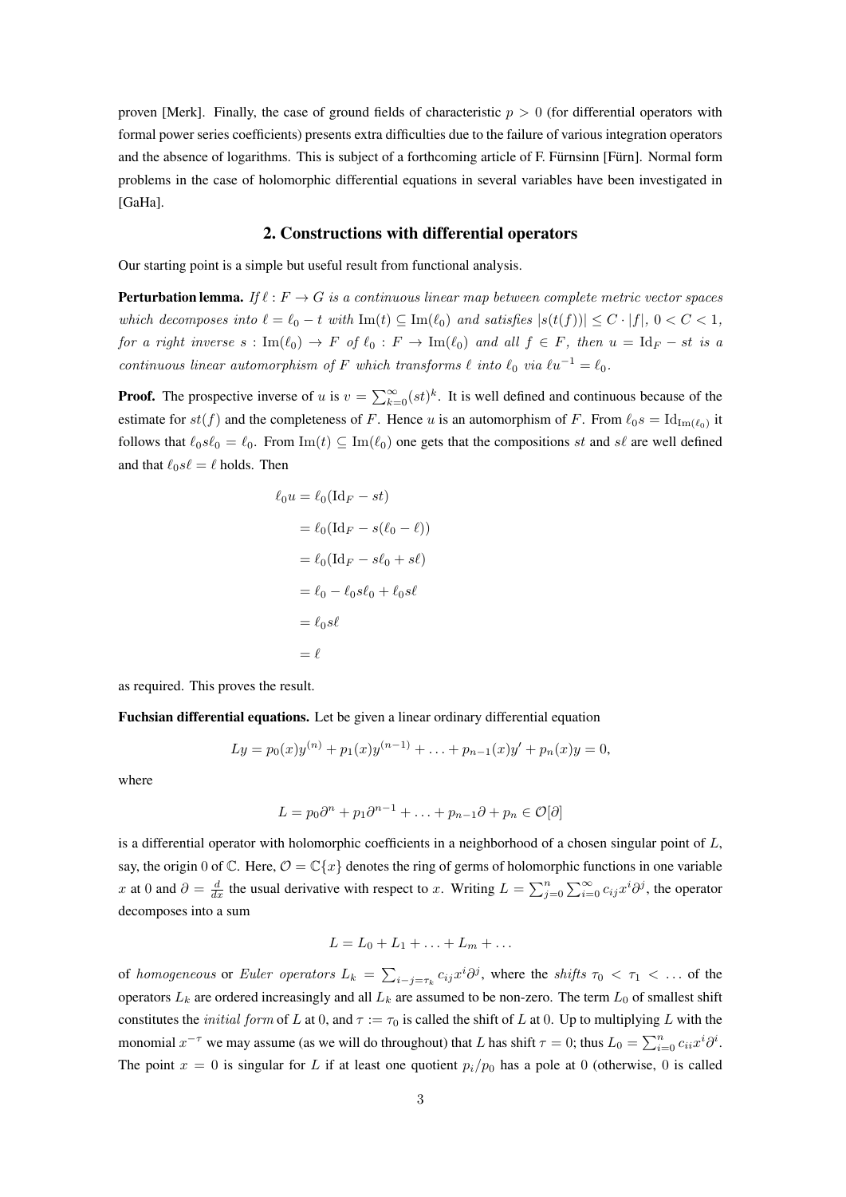proven [Merk]. Finally, the case of ground fields of characteristic $p > 0$ (for differential operators with formal power series coefficients) presents extra difficulties due to the failure of various integration operators and the absence of logarithms. This is subject of a forthcoming article of F. Fürnsinn [Fürn]. Normal form problems in the case of holomorphic differential equations in several variables have been investigated in [GaHa].

## 2. Constructions with differential operators

Our starting point is a simple but useful result from functional analysis.

**Perturbation lemma.** *If $\ell : F \to G$ is a continuous linear map between complete metric vector spaces which decomposes into $\ell = \ell_0 - t$ with $\mathrm{Im}(t) \subseteq \mathrm{Im}(\ell_0)$ and satisfies $|s(t(f))| \leq C \cdot |f|$, $0 < C < 1$, for a right inverse $s : \mathrm{Im}(\ell_0) \to F$ of $\ell_0 : F \to \mathrm{Im}(\ell_0)$ and all $f \in F$, then $u = \mathrm{Id}_F - st$ is a continuous linear automorphism of $F$ which transforms $\ell$ into $\ell_0$ via $\ell u^{-1} = \ell_0$.*

**Proof.** The prospective inverse of $u$ is $v = \sum_{k=0}^{\infty}(st)^k$. It is well defined and continuous because of the estimate for $st(f)$ and the completeness of $F$. Hence $u$ is an automorphism of $F$. From $\ell_0 s = \mathrm{Id}_{\mathrm{Im}(\ell_0)}$ it follows that $\ell_0 s \ell_0 = \ell_0$. From $\mathrm{Im}(t) \subseteq \mathrm{Im}(\ell_0)$ one gets that the compositions $st$ and $s\ell$ are well defined and that $\ell_0 s \ell = \ell$ holds. Then

$$
\begin{aligned}
\ell_0 u &= \ell_0(\mathrm{Id}_F - st) \\
&= \ell_0(\mathrm{Id}_F - s(\ell_0 - \ell)) \\
&= \ell_0(\mathrm{Id}_F - s\ell_0 + s\ell) \\
&= \ell_0 - \ell_0 s \ell_0 + \ell_0 s \ell \\
&= \ell_0 s \ell \\
&= \ell
\end{aligned}
$$

as required. This proves the result.

**Fuchsian differential equations.** Let be given a linear ordinary differential equation

$$Ly = p_0(x)y^{(n)} + p_1(x)y^{(n-1)} + \ldots + p_{n-1}(x)y' + p_n(x)y = 0,$$

where

$$L = p_0\partial^n + p_1\partial^{n-1} + \ldots + p_{n-1}\partial + p_n \in \mathcal{O}[\partial]$$

is a differential operator with holomorphic coefficients in a neighborhood of a chosen singular point of $L$, say, the origin 0 of $\mathbb{C}$. Here, $\mathcal{O} = \mathbb{C}\{x\}$ denotes the ring of germs of holomorphic functions in one variable $x$ at 0 and $\partial = \frac{d}{dx}$ the usual derivative with respect to $x$. Writing $L = \sum_{j=0}^{n}\sum_{i=0}^{\infty} c_{ij}x^i\partial^j$, the operator decomposes into a sum

$$L = L_0 + L_1 + \ldots + L_m + \ldots$$

of *homogeneous* or *Euler operators* $L_k = \sum_{i-j=\tau_k} c_{ij}x^i\partial^j$, where the *shifts* $\tau_0 < \tau_1 < \ldots$ of the operators $L_k$ are ordered increasingly and all $L_k$ are assumed to be non-zero. The term $L_0$ of smallest shift constitutes the *initial form* of $L$ at 0, and $\tau := \tau_0$ is called the shift of $L$ at 0. Up to multiplying $L$ with the monomial $x^{-\tau}$ we may assume (as we will do throughout) that $L$ has shift $\tau = 0$; thus $L_0 = \sum_{i=0}^{n} c_{ii}x^i\partial^i$. The point $x = 0$ is singular for $L$ if at least one quotient $p_i/p_0$ has a pole at 0 (otherwise, 0 is called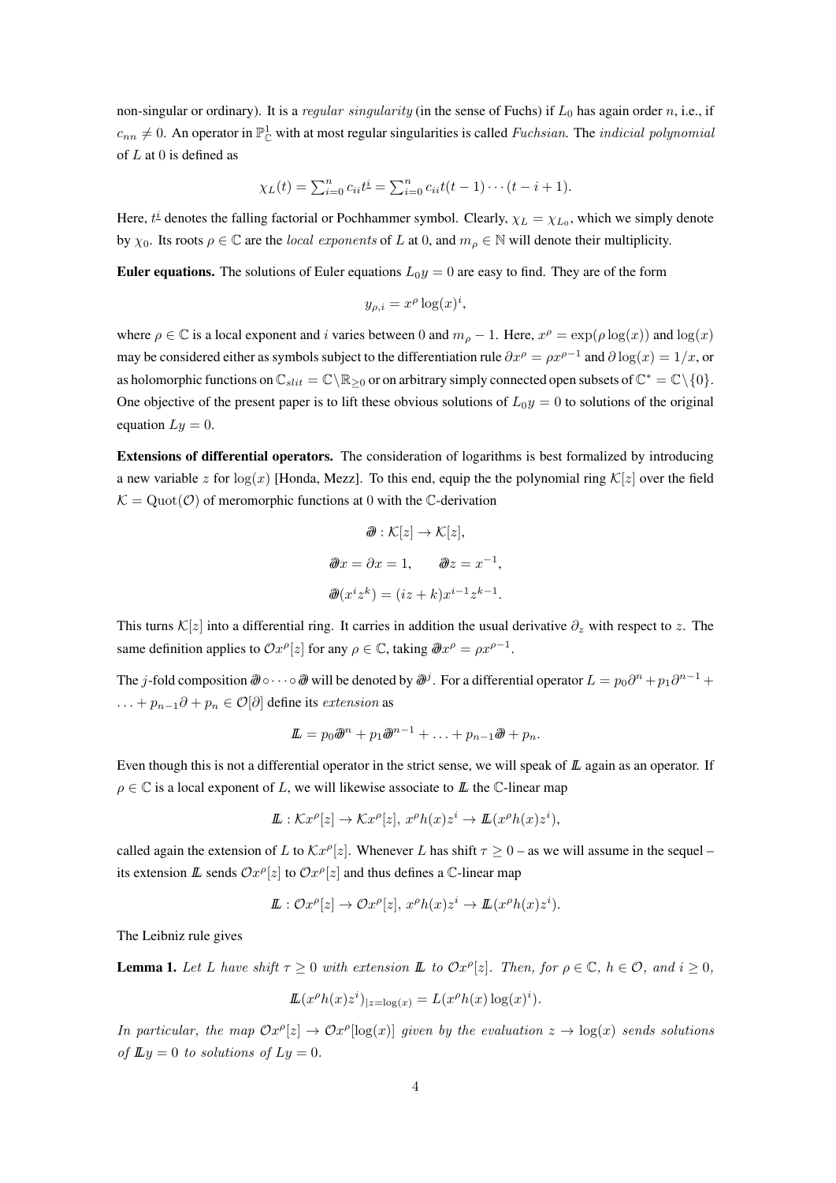non-singular or ordinary). It is a *regular singularity* (in the sense of Fuchs) if $L_0$ has again order $n$, i.e., if $c_{nn} \neq 0$. An operator in $\mathbb{P}^1_{\mathbb{C}}$ with at most regular singularities is called *Fuchsian*. The *indicial polynomial* of $L$ at 0 is defined as

$$\chi_L(t) = \sum_{i=0}^n c_{ii} t^{\underline{i}} = \sum_{i=0}^n c_{ii} t(t-1)\cdots(t-i+1).$$

Here, $t^{\underline{i}}$ denotes the falling factorial or Pochhammer symbol. Clearly, $\chi_L = \chi_{L_0}$, which we simply denote by $\chi_0$. Its roots $\rho \in \mathbb{C}$ are the *local exponents* of $L$ at 0, and $m_\rho \in \mathbb{N}$ will denote their multiplicity.

**Euler equations.** The solutions of Euler equations $L_0 y = 0$ are easy to find. They are of the form

$$y_{\rho,i} = x^\rho \log(x)^i,$$

where $\rho \in \mathbb{C}$ is a local exponent and $i$ varies between 0 and $m_\rho - 1$. Here, $x^\rho = \exp(\rho \log(x))$ and $\log(x)$ may be considered either as symbols subject to the differentiation rule $\partial x^\rho = \rho x^{\rho-1}$ and $\partial \log(x) = 1/x$, or as holomorphic functions on $\mathbb{C}_{slit} = \mathbb{C}\backslash\mathbb{R}_{\geq 0}$ or on arbitrary simply connected open subsets of $\mathbb{C}^* = \mathbb{C}\backslash\{0\}$. One objective of the present paper is to lift these obvious solutions of $L_0 y = 0$ to solutions of the original equation $Ly = 0$.

**Extensions of differential operators.** The consideration of logarithms is best formalized by introducing a new variable $z$ for $\log(x)$ [Honda, Mezz]. To this end, equip the the polynomial ring $\mathcal{K}[z]$ over the field $\mathcal{K} = \mathrm{Quot}(\mathcal{O})$ of meromorphic functions at 0 with the $\mathbb{C}$-derivation

$$\boldsymbol{\partial} : \mathcal{K}[z] \to \mathcal{K}[z],$$

$$\boldsymbol{\partial} x = \partial x = 1, \qquad \boldsymbol{\partial} z = x^{-1},$$

$$\boldsymbol{\partial}(x^i z^k) = (iz + k) x^{i-1} z^{k-1}.$$

This turns $\mathcal{K}[z]$ into a differential ring. It carries in addition the usual derivative $\partial_z$ with respect to $z$. The same definition applies to $\mathcal{O}x^\rho[z]$ for any $\rho \in \mathbb{C}$, taking $\boldsymbol{\partial} x^\rho = \rho x^{\rho-1}$.

The $j$-fold composition $\boldsymbol{\partial} \circ \cdots \circ \boldsymbol{\partial}$ will be denoted by $\boldsymbol{\partial}^j$. For a differential operator $L = p_0 \partial^n + p_1 \partial^{n-1} + \ldots + p_{n-1}\partial + p_n \in \mathcal{O}[\partial]$ define its *extension* as

$$\mathbb{L} = p_0 \boldsymbol{\partial}^n + p_1 \boldsymbol{\partial}^{n-1} + \ldots + p_{n-1}\boldsymbol{\partial} + p_n.$$

Even though this is not a differential operator in the strict sense, we will speak of $\mathbb{L}$ again as an operator. If $\rho \in \mathbb{C}$ is a local exponent of $L$, we will likewise associate to $\mathbb{L}$ the $\mathbb{C}$-linear map

$$\mathbb{L} : \mathcal{K}x^\rho[z] \to \mathcal{K}x^\rho[z],\ x^\rho h(x) z^i \to \mathbb{L}(x^\rho h(x) z^i),$$

called again the extension of $L$ to $\mathcal{K}x^\rho[z]$. Whenever $L$ has shift $\tau \geq 0$ – as we will assume in the sequel – its extension $\mathbb{L}$ sends $\mathcal{O}x^\rho[z]$ to $\mathcal{O}x^\rho[z]$ and thus defines a $\mathbb{C}$-linear map

$$\mathbb{L} : \mathcal{O}x^\rho[z] \to \mathcal{O}x^\rho[z],\ x^\rho h(x) z^i \to \mathbb{L}(x^\rho h(x) z^i).$$

The Leibniz rule gives

**Lemma 1.** *Let $L$ have shift $\tau \geq 0$ with extension $\mathbb{L}$ to $\mathcal{O}x^\rho[z]$. Then, for $\rho \in \mathbb{C}$, $h \in \mathcal{O}$, and $i \geq 0$,*

$$\mathbb{L}(x^\rho h(x) z^i)_{|z=\log(x)} = L(x^\rho h(x) \log(x)^i).$$

*In particular, the map $\mathcal{O}x^\rho[z] \to \mathcal{O}x^\rho[\log(x)]$ given by the evaluation $z \to \log(x)$ sends solutions of $\mathbb{L}y = 0$ to solutions of $Ly = 0$.*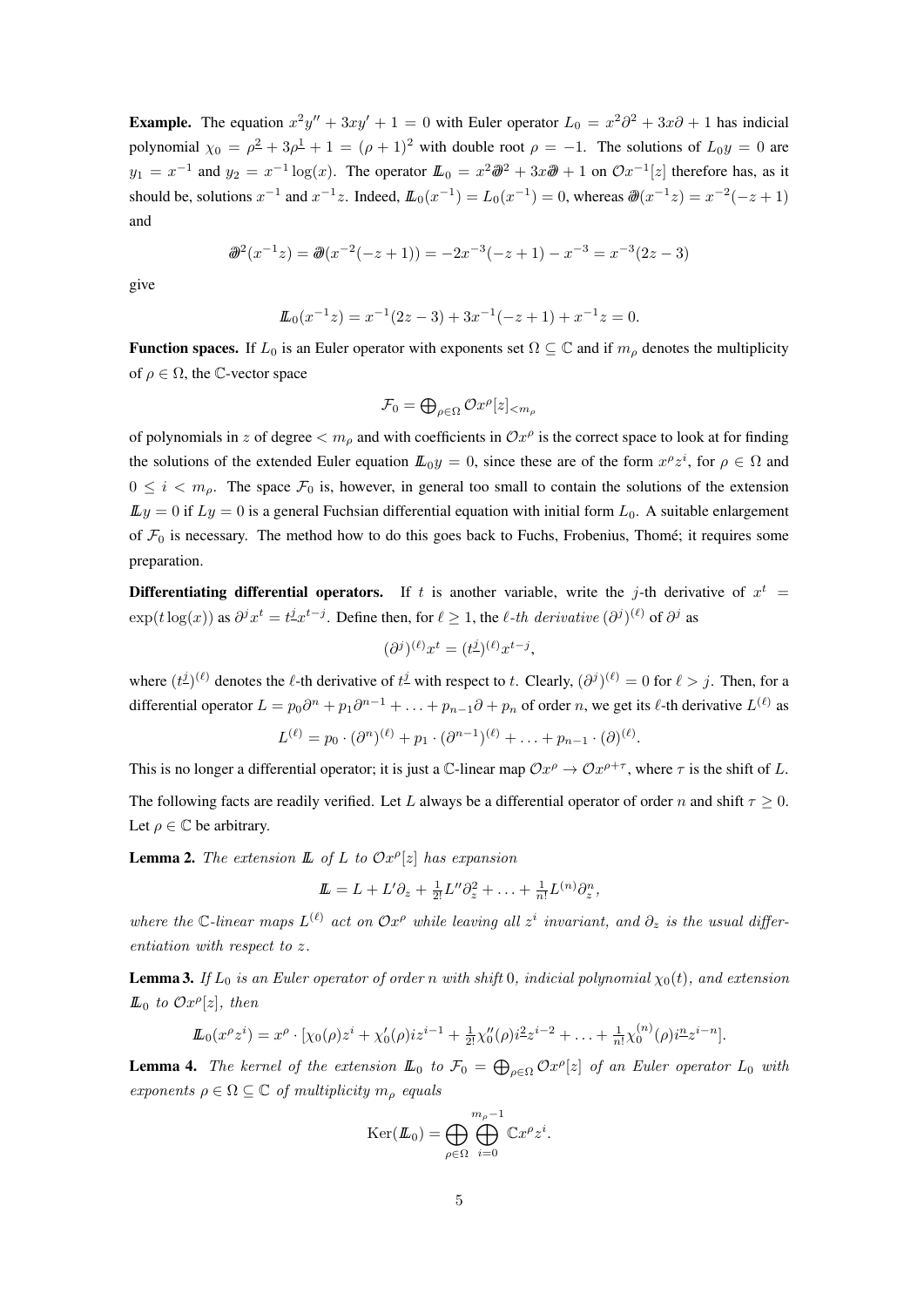**Example.** The equation $x^2y'' + 3xy' + 1 = 0$ with Euler operator $L_0 = x^2\partial^2 + 3x\partial + 1$ has indicial polynomial $\chi_0 = \rho^{\underline{2}} + 3\rho^{\underline{1}} + 1 = (\rho+1)^2$ with double root $\rho = -1$. The solutions of $L_0 y = 0$ are $y_1 = x^{-1}$ and $y_2 = x^{-1}\log(x)$. The operator $\mathbb{L}_0 = x^2\partial\!\!\!/^2 + 3x\partial\!\!\!/ + 1$ on $\mathcal{O}x^{-1}[z]$ therefore has, as it should be, solutions $x^{-1}$ and $x^{-1}z$. Indeed, $\mathbb{L}_0(x^{-1}) = L_0(x^{-1}) = 0$, whereas $\partial\!\!\!/(x^{-1}z) = x^{-2}(-z+1)$ and

$$\partial\!\!\!/^2(x^{-1}z) = \partial\!\!\!/(x^{-2}(-z+1)) = -2x^{-3}(-z+1) - x^{-3} = x^{-3}(2z-3)$$

give

$$\mathbb{L}_0(x^{-1}z) = x^{-1}(2z-3) + 3x^{-1}(-z+1) + x^{-1}z = 0.$$

**Function spaces.** If $L_0$ is an Euler operator with exponents set $\Omega \subseteq \mathbb{C}$ and if $m_\rho$ denotes the multiplicity of $\rho \in \Omega$, the $\mathbb{C}$-vector space

$$\mathcal{F}_0 = \bigoplus_{\rho\in\Omega} \mathcal{O}x^\rho[z]_{<m_\rho}$$

of polynomials in $z$ of degree $< m_\rho$ and with coefficients in $\mathcal{O}x^\rho$ is the correct space to look at for finding the solutions of the extended Euler equation $\mathbb{L}_0 y = 0$, since these are of the form $x^\rho z^i$, for $\rho \in \Omega$ and $0 \le i < m_\rho$. The space $\mathcal{F}_0$ is, however, in general too small to contain the solutions of the extension $\mathbb{L}y = 0$ if $Ly = 0$ is a general Fuchsian differential equation with initial form $L_0$. A suitable enlargement of $\mathcal{F}_0$ is necessary. The method how to do this goes back to Fuchs, Frobenius, Thomé; it requires some preparation.

**Differentiating differential operators.** If $t$ is another variable, write the $j$-th derivative of $x^t = \exp(t\log(x))$ as $\partial^j x^t = t^{\underline{j}} x^{t-j}$. Define then, for $\ell \geq 1$, the *$\ell$-th derivative* $(\partial^j)^{(\ell)}$ of $\partial^j$ as

$$(\partial^j)^{(\ell)} x^t = (t^{\underline{j}})^{(\ell)} x^{t-j},$$

where $(t^{\underline{j}})^{(\ell)}$ denotes the $\ell$-th derivative of $t^{\underline{j}}$ with respect to $t$. Clearly, $(\partial^j)^{(\ell)} = 0$ for $\ell > j$. Then, for a differential operator $L = p_0\partial^n + p_1\partial^{n-1} + \ldots + p_{n-1}\partial + p_n$ of order $n$, we get its $\ell$-th derivative $L^{(\ell)}$ as

$$L^{(\ell)} = p_0 \cdot (\partial^n)^{(\ell)} + p_1 \cdot (\partial^{n-1})^{(\ell)} + \ldots + p_{n-1} \cdot (\partial)^{(\ell)}.$$

This is no longer a differential operator; it is just a $\mathbb{C}$-linear map $\mathcal{O}x^\rho \to \mathcal{O}x^{\rho+\tau}$, where $\tau$ is the shift of $L$.

The following facts are readily verified. Let $L$ always be a differential operator of order $n$ and shift $\tau \geq 0$. Let $\rho \in \mathbb{C}$ be arbitrary.

**Lemma 2.** *The extension $\mathbb{L}$ of $L$ to $\mathcal{O}x^\rho[z]$ has expansion*

$$\mathbb{L} = L + L'\partial_z + \tfrac{1}{2!}L''\partial_z^2 + \ldots + \tfrac{1}{n!}L^{(n)}\partial_z^n,$$

*where the $\mathbb{C}$-linear maps $L^{(\ell)}$ act on $\mathcal{O}x^\rho$ while leaving all $z^i$ invariant, and $\partial_z$ is the usual differentiation with respect to $z$.*

**Lemma 3.** *If $L_0$ is an Euler operator of order $n$ with shift $0$, indicial polynomial $\chi_0(t)$, and extension $\mathbb{L}_0$ to $\mathcal{O}x^\rho[z]$, then*

$$\mathbb{L}_0(x^\rho z^i) = x^\rho \cdot [\chi_0(\rho)z^i + \chi_0'(\rho)iz^{i-1} + \tfrac{1}{2!}\chi_0''(\rho)i^{\underline{2}}z^{i-2} + \ldots + \tfrac{1}{n!}\chi_0^{(n)}(\rho)i^{\underline{n}}z^{i-n}].$$

**Lemma 4.** *The kernel of the extension $\mathbb{L}_0$ to $\mathcal{F}_0 = \bigoplus_{\rho\in\Omega}\mathcal{O}x^\rho[z]$ of an Euler operator $L_0$ with exponents $\rho \in \Omega \subseteq \mathbb{C}$ of multiplicity $m_\rho$ equals*

$$\mathrm{Ker}(\mathbb{L}_0) = \bigoplus_{\rho\in\Omega}\bigoplus_{i=0}^{m_\rho-1} \mathbb{C}x^\rho z^i.$$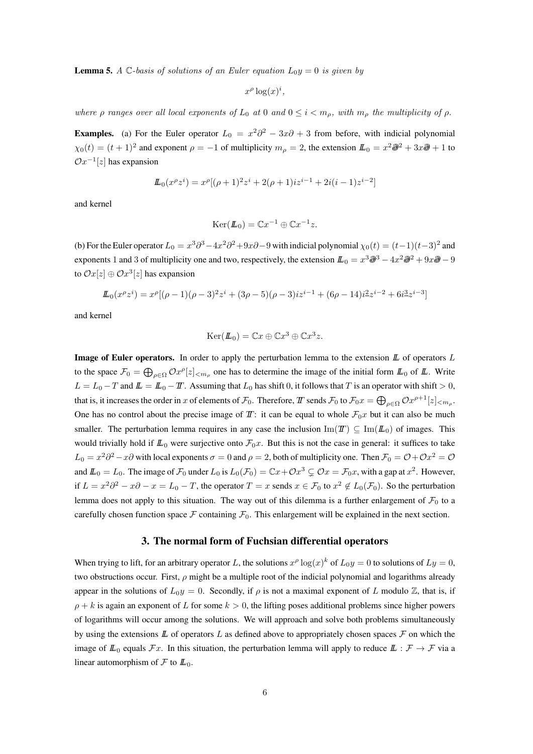**Lemma 5.** *A $\mathbb{C}$-basis of solutions of an Euler equation $L_0 y = 0$ is given by*

$$x^\rho \log(x)^i,$$

*where $\rho$ ranges over all local exponents of $L_0$ at $0$ and $0 \le i < m_\rho$, with $m_\rho$ the multiplicity of $\rho$.*

**Examples.** (a) For the Euler operator $L_0 = x^2\partial^2 - 3x\partial + 3$ from before, with indicial polynomial $\chi_0(t) = (t+1)^2$ and exponent $\rho = -1$ of multiplicity $m_\rho = 2$, the extension $\mathbb{L}_0 = x^2\boldsymbol{\partial}^2 + 3x\boldsymbol{\partial} + 1$ to $\mathcal{O}x^{-1}[z]$ has expansion

$$\mathbb{L}_0(x^\rho z^i) = x^\rho[(\rho+1)^2 z^i + 2(\rho+1)iz^{i-1} + 2i(i-1)z^{i-2}]$$

and kernel

$$\mathrm{Ker}(\mathbb{L}_0) = \mathbb{C}x^{-1} \oplus \mathbb{C}x^{-1}z.$$

(b) For the Euler operator $L_0 = x^3\partial^3 - 4x^2\partial^2 + 9x\partial - 9$ with indicial polynomial $\chi_0(t) = (t-1)(t-3)^2$ and exponents 1 and 3 of multiplicity one and two, respectively, the extension $\mathbb{L}_0 = x^3\boldsymbol{\partial}^3 - 4x^2\boldsymbol{\partial}^2 + 9x\boldsymbol{\partial} - 9$ to $\mathcal{O}x[z] \oplus \mathcal{O}x^3[z]$ has expansion

$$\mathbb{L}_0(x^\rho z^i) = x^\rho[(\rho-1)(\rho-3)^2 z^i + (3\rho-5)(\rho-3)iz^{i-1} + (6\rho-14)i^{\underline{2}}z^{i-2} + 6i^{\underline{3}}z^{i-3}]$$

and kernel

$$\mathrm{Ker}(\mathbb{L}_0) = \mathbb{C}x \oplus \mathbb{C}x^3 \oplus \mathbb{C}x^3 z.$$

**Image of Euler operators.** In order to apply the perturbation lemma to the extension $\mathbb{L}$ of operators $L$ to the space $\mathcal{F}_0 = \bigoplus_{\rho\in\Omega} \mathcal{O}x^\rho[z]_{<m_\rho}$ one has to determine the image of the initial form $\mathbb{L}_0$ of $\mathbb{L}$. Write $L = L_0 - T$ and $\mathbb{L} = \mathbb{L}_0 - \mathbb{T}$. Assuming that $L_0$ has shift 0, it follows that $T$ is an operator with shift $> 0$, that is, it increases the order in $x$ of elements of $\mathcal{F}_0$. Therefore, $\mathbb{T}$ sends $\mathcal{F}_0$ to $\mathcal{F}_0 x = \bigoplus_{\rho\in\Omega} \mathcal{O}x^{\rho+1}[z]_{<m_\rho}$. One has no control about the precise image of $\mathbb{T}$: it can be equal to whole $\mathcal{F}_0 x$ but it can also be much smaller. The perturbation lemma requires in any case the inclusion $\mathrm{Im}(\mathbb{T}) \subseteq \mathrm{Im}(\mathbb{L}_0)$ of images. This would trivially hold if $\mathbb{L}_0$ were surjective onto $\mathcal{F}_0 x$. But this is not the case in general: it suffices to take $L_0 = x^2\partial^2 - x\partial$ with local exponents $\sigma = 0$ and $\rho = 2$, both of multiplicity one. Then $\mathcal{F}_0 = \mathcal{O} + \mathcal{O}x^2 = \mathcal{O}$ and $\mathbb{L}_0 = L_0$. The image of $\mathcal{F}_0$ under $L_0$ is $L_0(\mathcal{F}_0) = \mathbb{C}x + \mathcal{O}x^3 \subsetneq \mathcal{O}x = \mathcal{F}_0 x$, with a gap at $x^2$. However, if $L = x^2\partial^2 - x\partial - x = L_0 - T$, the operator $T = x$ sends $x \in \mathcal{F}_0$ to $x^2 \notin L_0(\mathcal{F}_0)$. So the perturbation lemma does not apply to this situation. The way out of this dilemma is a further enlargement of $\mathcal{F}_0$ to a carefully chosen function space $\mathcal{F}$ containing $\mathcal{F}_0$. This enlargement will be explained in the next section.

## 3. The normal form of Fuchsian differential operators

When trying to lift, for an arbitrary operator $L$, the solutions $x^\rho \log(x)^k$ of $L_0 y = 0$ to solutions of $Ly = 0$, two obstructions occur. First, $\rho$ might be a multiple root of the indicial polynomial and logarithms already appear in the solutions of $L_0 y = 0$. Secondly, if $\rho$ is not a maximal exponent of $L$ modulo $\mathbb{Z}$, that is, if $\rho + k$ is again an exponent of $L$ for some $k > 0$, the lifting poses additional problems since higher powers of logarithms will occur among the solutions. We will approach and solve both problems simultaneously by using the extensions $\mathbb{L}$ of operators $L$ as defined above to appropriately chosen spaces $\mathcal{F}$ on which the image of $\mathbb{L}_0$ equals $\mathcal{F}x$. In this situation, the perturbation lemma will apply to reduce $\mathbb{L} : \mathcal{F} \to \mathcal{F}$ via a linear automorphism of $\mathcal{F}$ to $\mathbb{L}_0$.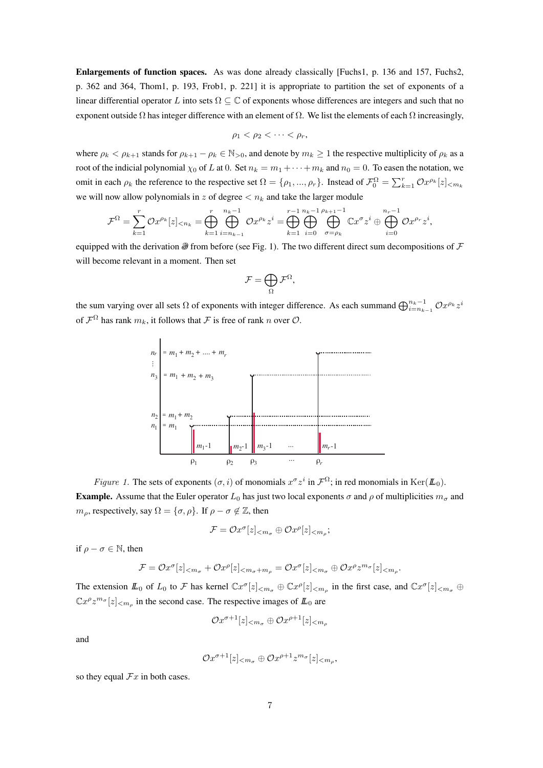**Enlargements of function spaces.** As was done already classically [Fuchs1, p. 136 and 157, Fuchs2, p. 362 and 364, Thom1, p. 193, Frob1, p. 221] it is appropriate to partition the set of exponents of a linear differential operator $L$ into sets $\Omega \subseteq \mathbb{C}$ of exponents whose differences are integers and such that no exponent outside $\Omega$ has integer difference with an element of $\Omega$. We list the elements of each $\Omega$ increasingly,

$$\rho_1 < \rho_2 < \cdots < \rho_r,$$

where $\rho_k < \rho_{k+1}$ stands for $\rho_{k+1} - \rho_k \in \mathbb{N}_{>0}$, and denote by $m_k \geq 1$ the respective multiplicity of $\rho_k$ as a root of the indicial polynomial $\chi_0$ of $L$ at 0. Set $n_k = m_1 + \cdots + m_k$ and $n_0 = 0$. To easen the notation, we omit in each $\rho_k$ the reference to the respective set $\Omega = \{\rho_1, ..., \rho_r\}$. Instead of $\mathcal{F}_0^\Omega = \sum_{k=1}^r \mathcal{O}x^{\rho_k}[z]_{<m_k}$ we will now allow polynomials in $z$ of degree $< n_k$ and take the larger module

$$\mathcal{F}^\Omega = \sum_{k=1}^r \mathcal{O}x^{\rho_k}[z]_{<n_k} = \bigoplus_{k=1}^r \bigoplus_{i=n_{k-1}}^{n_k-1} \mathcal{O}x^{\rho_k}z^i = \bigoplus_{k=1}^{r-1} \bigoplus_{i=0}^{n_k-1} \bigoplus_{\sigma=\rho_k}^{\rho_{k+1}-1} \mathbb{C}x^\sigma z^i \oplus \bigoplus_{i=0}^{n_r-1} \mathcal{O}x^{\rho_r}z^i,$$

equipped with the derivation $\partial\!\!\!\partial$ from before (see Fig. 1). The two different direct sum decompositions of $\mathcal{F}$ will become relevant in a moment. Then set

$$\mathcal{F} = \bigoplus_\Omega \mathcal{F}^\Omega,$$

the sum varying over all sets $\Omega$ of exponents with integer difference. As each summand $\bigoplus_{i=n_{k-1}}^{n_k-1} \mathcal{O}x^{\rho_k}z^i$ of $\mathcal{F}^\Omega$ has rank $m_k$, it follows that $\mathcal{F}$ is free of rank $n$ over $\mathcal{O}$.

*Figure 1.* The sets of exponents $(\sigma, i)$ of monomials $x^\sigma z^i$ in $\mathcal{F}^\Omega$; in red monomials in $\mathrm{Ker}(\mathbb{L}_0)$.

**Example.** Assume that the Euler operator $L_0$ has just two local exponents $\sigma$ and $\rho$ of multiplicities $m_\sigma$ and $m_\rho$, respectively, say $\Omega = \{\sigma, \rho\}$. If $\rho - \sigma \notin \mathbb{Z}$, then

$$\mathcal{F} = \mathcal{O}x^\sigma[z]_{<m_\sigma} \oplus \mathcal{O}x^\rho[z]_{<m_\rho};$$

if $\rho - \sigma \in \mathbb{N}$, then

$$\mathcal{F} = \mathcal{O}x^\sigma[z]_{<m_\sigma} + \mathcal{O}x^\rho[z]_{<m_\sigma+m_\rho} = \mathcal{O}x^\sigma[z]_{<m_\sigma} \oplus \mathcal{O}x^\rho z^{m_\sigma}[z]_{<m_\rho}.$$

The extension $\mathbb{L}_0$ of $L_0$ to $\mathcal{F}$ has kernel $\mathbb{C}x^\sigma[z]_{<m_\sigma} \oplus \mathbb{C}x^\rho[z]_{<m_\rho}$ in the first case, and $\mathbb{C}x^\sigma[z]_{<m_\sigma} \oplus \mathbb{C}x^\rho z^{m_\sigma}[z]_{<m_\rho}$ in the second case. The respective images of $\mathbb{L}_0$ are

$$\mathcal{O}x^{\sigma+1}[z]_{<m_\sigma} \oplus \mathcal{O}x^{\rho+1}[z]_{<m_\rho}$$

and

$$\mathcal{O}x^{\sigma+1}[z]_{<m_\sigma} \oplus \mathcal{O}x^{\rho+1}z^{m_\sigma}[z]_{<m_\rho},$$

so they equal $\mathcal{F}x$ in both cases.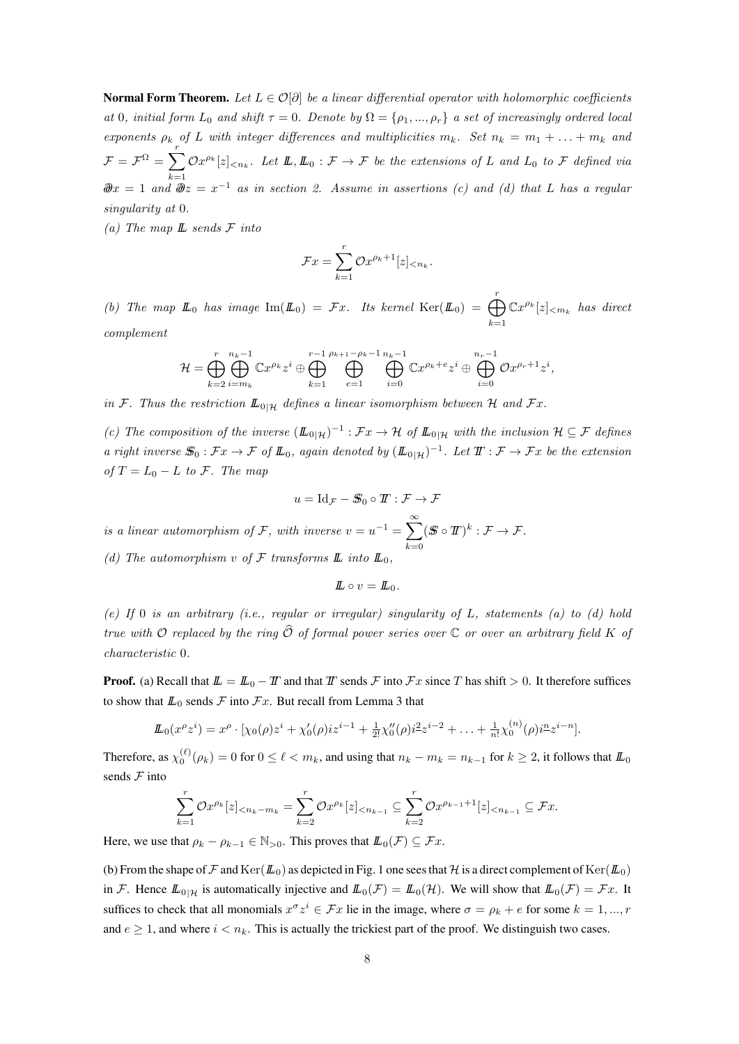**Normal Form Theorem.** *Let $L \in \mathcal{O}[\partial]$ be a linear differential operator with holomorphic coefficients at 0, initial form $L_0$ and shift $\tau = 0$. Denote by $\Omega = \{\rho_1, ..., \rho_r\}$ a set of increasingly ordered local exponents $\rho_k$ of $L$ with integer differences and multiplicities $m_k$. Set $n_k = m_1 + \ldots + m_k$ and $\mathcal{F} = \mathcal{F}^\Omega = \sum_{k=1}^r \mathcal{O}x^{\rho_k}[z]_{<n_k}$. Let $\mathbb{L}, \mathbb{L}_0 : \mathcal{F} \to \mathcal{F}$ be the extensions of $L$ and $L_0$ to $\mathcal{F}$ defined via $\partial\!\!\!\partial x = 1$ and $\partial\!\!\!\partial z = x^{-1}$ as in section 2. Assume in assertions (c) and (d) that $L$ has a regular singularity at 0.*

*(a) The map $\mathbb{L}$ sends $\mathcal{F}$ into*

$$\mathcal{F}x = \sum_{k=1}^r \mathcal{O}x^{\rho_k+1}[z]_{<n_k}.$$

*(b) The map $\mathbb{L}_0$ has image $\mathrm{Im}(\mathbb{L}_0) = \mathcal{F}x$. Its kernel $\mathrm{Ker}(\mathbb{L}_0) = \bigoplus_{k=1}^r \mathbb{C}x^{\rho_k}[z]_{<m_k}$ has direct complement*

$$\mathcal{H} = \bigoplus_{k=2}^{r} \bigoplus_{i=m_k}^{n_k-1} \mathbb{C}x^{\rho_k}z^i \oplus \bigoplus_{k=1}^{r-1} \bigoplus_{e=1}^{\rho_{k+1}-\rho_k-1} \bigoplus_{i=0}^{n_k-1} \mathbb{C}x^{\rho_k+e}z^i \oplus \bigoplus_{i=0}^{n_r-1} \mathcal{O}x^{\rho_r+1}z^i,$$

*in $\mathcal{F}$. Thus the restriction $\mathbb{L}_{0|\mathcal{H}}$ defines a linear isomorphism between $\mathcal{H}$ and $\mathcal{F}x$.*

*(c) The composition of the inverse $(\mathbb{L}_{0|\mathcal{H}})^{-1} : \mathcal{F}x \to \mathcal{H}$ of $\mathbb{L}_{0|\mathcal{H}}$ with the inclusion $\mathcal{H} \subseteq \mathcal{F}$ defines a right inverse $\mathbb{S}_0 : \mathcal{F}x \to \mathcal{F}$ of $\mathbb{L}_0$, again denoted by $(\mathbb{L}_{0|\mathcal{H}})^{-1}$. Let $\mathbb{T} : \mathcal{F} \to \mathcal{F}x$ be the extension of $T = L_0 - L$ to $\mathcal{F}$. The map*

$$u = \mathrm{Id}_\mathcal{F} - \mathbb{S}_0 \circ \mathbb{T} : \mathcal{F} \to \mathcal{F}$$

*is a linear automorphism of $\mathcal{F}$, with inverse $v = u^{-1} = \sum_{k=0}^\infty (\mathbb{S} \circ \mathbb{T})^k : \mathcal{F} \to \mathcal{F}$.*

*(d) The automorphism $v$ of $\mathcal{F}$ transforms $\mathbb{L}$ into $\mathbb{L}_0$,*

$$\mathbb{L} \circ v = \mathbb{L}_0.$$

*(e) If 0 is an arbitrary (i.e., regular or irregular) singularity of $L$, statements (a) to (d) hold true with $\mathcal{O}$ replaced by the ring $\widehat{\mathcal{O}}$ of formal power series over $\mathbb{C}$ or over an arbitrary field $K$ of characteristic 0.*

**Proof.** (a) Recall that $\mathbb{L} = \mathbb{L}_0 - \mathbb{T}$ and that $\mathbb{T}$ sends $\mathcal{F}$ into $\mathcal{F}x$ since $T$ has shift $> 0$. It therefore suffices to show that $\mathbb{L}_0$ sends $\mathcal{F}$ into $\mathcal{F}x$. But recall from Lemma 3 that

$$\mathbb{L}_0(x^\rho z^i) = x^\rho \cdot [\chi_0(\rho)z^i + \chi_0'(\rho)iz^{i-1} + \tfrac{1}{2!}\chi_0''(\rho)i^{\underline{2}}z^{i-2} + \ldots + \tfrac{1}{n!}\chi_0^{(n)}(\rho)i^{\underline{n}}z^{i-n}].$$

Therefore, as $\chi_0^{(\ell)}(\rho_k) = 0$ for $0 \leq \ell < m_k$, and using that $n_k - m_k = n_{k-1}$ for $k \geq 2$, it follows that $\mathbb{L}_0$ sends $\mathcal{F}$ into

$$\sum_{k=1}^r \mathcal{O}x^{\rho_k}[z]_{<n_k-m_k} = \sum_{k=2}^r \mathcal{O}x^{\rho_k}[z]_{<n_{k-1}} \subseteq \sum_{k=2}^r \mathcal{O}x^{\rho_{k-1}+1}[z]_{<n_{k-1}} \subseteq \mathcal{F}x.$$

Here, we use that $\rho_k - \rho_{k-1} \in \mathbb{N}_{>0}$. This proves that $\mathbb{L}_0(\mathcal{F}) \subseteq \mathcal{F}x$.

(b) From the shape of $\mathcal{F}$ and $\mathrm{Ker}(\mathbb{L}_0)$ as depicted in Fig. 1 one sees that $\mathcal{H}$ is a direct complement of $\mathrm{Ker}(\mathbb{L}_0)$ in $\mathcal{F}$. Hence $\mathbb{L}_{0|\mathcal{H}}$ is automatically injective and $\mathbb{L}_0(\mathcal{F}) = \mathbb{L}_0(\mathcal{H})$. We will show that $\mathbb{L}_0(\mathcal{F}) = \mathcal{F}x$. It suffices to check that all monomials $x^\sigma z^i \in \mathcal{F}x$ lie in the image, where $\sigma = \rho_k + e$ for some $k = 1, ..., r$ and $e \geq 1$, and where $i < n_k$. This is actually the trickiest part of the proof. We distinguish two cases.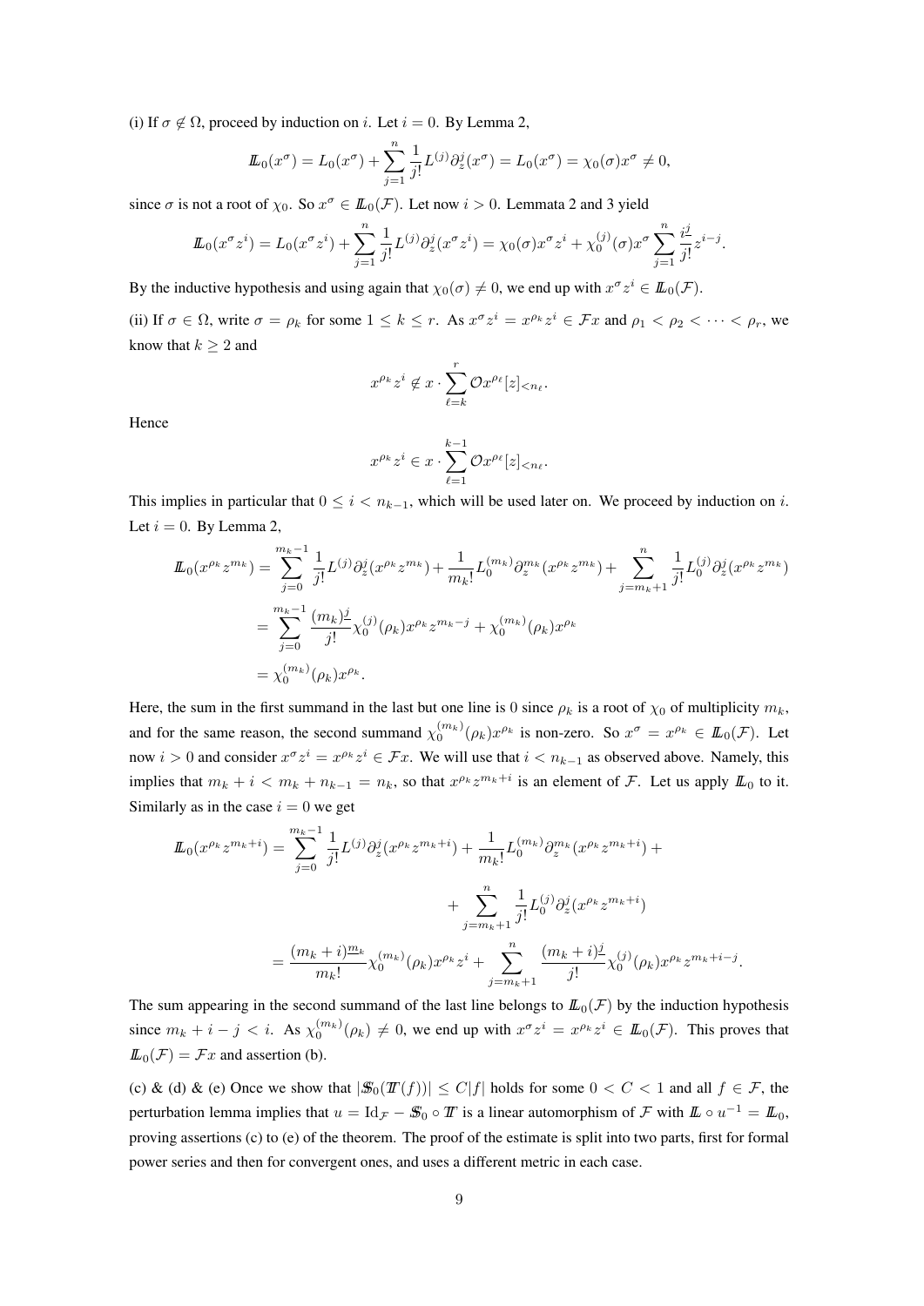(i) If $\sigma \notin \Omega$, proceed by induction on $i$. Let $i = 0$. By Lemma 2,

$$\mathbb{L}_0(x^\sigma) = L_0(x^\sigma) + \sum_{j=1}^{n} \frac{1}{j!} L^{(j)} \partial_z^j (x^\sigma) = L_0(x^\sigma) = \chi_0(\sigma) x^\sigma \neq 0,$$

since $\sigma$ is not a root of $\chi_0$. So $x^\sigma \in \mathbb{L}_0(\mathcal{F})$. Let now $i > 0$. Lemmata 2 and 3 yield

$$\mathbb{L}_0(x^\sigma z^i) = L_0(x^\sigma z^i) + \sum_{j=1}^{n} \frac{1}{j!} L^{(j)} \partial_z^j (x^\sigma z^i) = \chi_0(\sigma) x^\sigma z^i + \chi_0^{(j)}(\sigma) x^\sigma \sum_{j=1}^{n} \frac{i^{\underline{j}}}{j!} z^{i-j}.$$

By the inductive hypothesis and using again that $\chi_0(\sigma) \neq 0$, we end up with $x^\sigma z^i \in \mathbb{L}_0(\mathcal{F})$.

(ii) If $\sigma \in \Omega$, write $\sigma = \rho_k$ for some $1 \leq k \leq r$. As $x^\sigma z^i = x^{\rho_k} z^i \in \mathcal{F}x$ and $\rho_1 < \rho_2 < \cdots < \rho_r$, we know that $k \geq 2$ and

$$x^{\rho_k} z^i \notin x \cdot \sum_{\ell=k}^{r} \mathcal{O} x^{\rho_\ell} [z]_{<n_\ell}.$$

Hence

$$x^{\rho_k} z^i \in x \cdot \sum_{\ell=1}^{k-1} \mathcal{O} x^{\rho_\ell} [z]_{<n_\ell}.$$

This implies in particular that $0 \leq i < n_{k-1}$, which will be used later on. We proceed by induction on $i$. Let $i = 0$. By Lemma 2,

$$\begin{aligned}
\mathbb{L}_0(x^{\rho_k} z^{m_k}) &= \sum_{j=0}^{m_k-1} \frac{1}{j!} L^{(j)} \partial_z^j (x^{\rho_k} z^{m_k}) + \frac{1}{m_k!} L_0^{(m_k)} \partial_z^{m_k} (x^{\rho_k} z^{m_k}) + \sum_{j=m_k+1}^{n} \frac{1}{j!} L_0^{(j)} \partial_z^j (x^{\rho_k} z^{m_k}) \\
&= \sum_{j=0}^{m_k-1} \frac{(m_k)^{\underline{j}}}{j!} \chi_0^{(j)}(\rho_k) x^{\rho_k} z^{m_k-j} + \chi_0^{(m_k)}(\rho_k) x^{\rho_k} \\
&= \chi_0^{(m_k)}(\rho_k) x^{\rho_k}.
\end{aligned}$$

Here, the sum in the first summand in the last but one line is 0 since $\rho_k$ is a root of $\chi_0$ of multiplicity $m_k$, and for the same reason, the second summand $\chi_0^{(m_k)}(\rho_k) x^{\rho_k}$ is non-zero. So $x^\sigma = x^{\rho_k} \in \mathbb{L}_0(\mathcal{F})$. Let now $i > 0$ and consider $x^\sigma z^i = x^{\rho_k} z^i \in \mathcal{F}x$. We will use that $i < n_{k-1}$ as observed above. Namely, this implies that $m_k + i < m_k + n_{k-1} = n_k$, so that $x^{\rho_k} z^{m_k+i}$ is an element of $\mathcal{F}$. Let us apply $\mathbb{L}_0$ to it. Similarly as in the case $i = 0$ we get

$$\begin{aligned}
\mathbb{L}_0(x^{\rho_k} z^{m_k+i}) &= \sum_{j=0}^{m_k-1} \frac{1}{j!} L^{(j)} \partial_z^j (x^{\rho_k} z^{m_k+i}) + \frac{1}{m_k!} L_0^{(m_k)} \partial_z^{m_k} (x^{\rho_k} z^{m_k+i}) + \\
&\qquad + \sum_{j=m_k+1}^{n} \frac{1}{j!} L_0^{(j)} \partial_z^j (x^{\rho_k} z^{m_k+i}) \\
&= \frac{(m_k+i)^{\underline{m_k}}}{m_k!} \chi_0^{(m_k)}(\rho_k) x^{\rho_k} z^i + \sum_{j=m_k+1}^{n} \frac{(m_k+i)^{\underline{j}}}{j!} \chi_0^{(j)}(\rho_k) x^{\rho_k} z^{m_k+i-j}.
\end{aligned}$$

The sum appearing in the second summand of the last line belongs to $\mathbb{L}_0(\mathcal{F})$ by the induction hypothesis since $m_k + i - j < i$. As $\chi_0^{(m_k)}(\rho_k) \neq 0$, we end up with $x^\sigma z^i = x^{\rho_k} z^i \in \mathbb{L}_0(\mathcal{F})$. This proves that $\mathbb{L}_0(\mathcal{F}) = \mathcal{F}x$ and assertion (b).

(c) & (d) & (e) Once we show that $|\mathbb{S}_0(\mathbb{T}(f))| \leq C|f|$ holds for some $0 < C < 1$ and all $f \in \mathcal{F}$, the perturbation lemma implies that $u = \mathrm{Id}_\mathcal{F} - \mathbb{S}_0 \circ \mathbb{T}$ is a linear automorphism of $\mathcal{F}$ with $\mathbb{L} \circ u^{-1} = \mathbb{L}_0$, proving assertions (c) to (e) of the theorem. The proof of the estimate is split into two parts, first for formal power series and then for convergent ones, and uses a different metric in each case.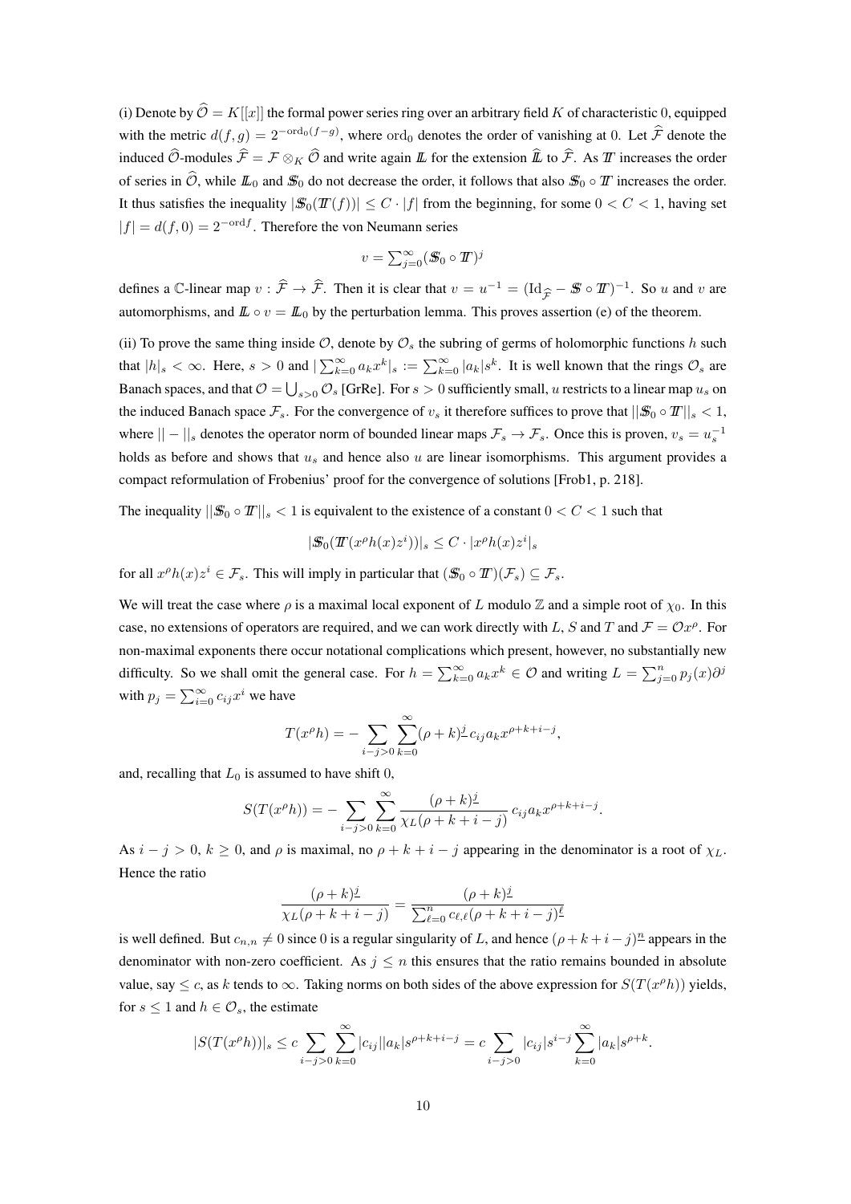(i) Denote by $\widehat{\mathcal{O}} = K[[x]]$ the formal power series ring over an arbitrary field $K$ of characteristic 0, equipped with the metric $d(f,g) = 2^{-\mathrm{ord}_0(f-g)}$, where $\mathrm{ord}_0$ denotes the order of vanishing at 0. Let $\widehat{\mathcal{F}}$ denote the induced $\widehat{\mathcal{O}}$-modules $\widehat{\mathcal{F}} = \mathcal{F} \otimes_K \widehat{\mathcal{O}}$ and write again $\mathbb{L}$ for the extension $\widehat{\mathbb{L}}$ to $\widehat{\mathcal{F}}$. As $\mathbb{T}$ increases the order of series in $\widehat{\mathcal{O}}$, while $\mathbb{L}_0$ and $\mathbb{S}_0$ do not decrease the order, it follows that also $\mathbb{S}_0 \circ \mathbb{T}$ increases the order. It thus satisfies the inequality $|\mathbb{S}_0(\mathbb{T}(f))| \leq C \cdot |f|$ from the beginning, for some $0 < C < 1$, having set $|f| = d(f,0) = 2^{-\mathrm{ord} f}$. Therefore the von Neumann series

$$v = \sum_{j=0}^{\infty} (\mathbb{S}_0 \circ \mathbb{T})^j$$

defines a $\mathbb{C}$-linear map $v : \widehat{\mathcal{F}} \to \widehat{\mathcal{F}}$. Then it is clear that $v = u^{-1} = (\mathrm{Id}_{\widehat{\mathcal{F}}} - \mathbb{S} \circ \mathbb{T})^{-1}$. So $u$ and $v$ are automorphisms, and $\mathbb{L} \circ v = \mathbb{L}_0$ by the perturbation lemma. This proves assertion (e) of the theorem.

(ii) To prove the same thing inside $\mathcal{O}$, denote by $\mathcal{O}_s$ the subring of germs of holomorphic functions $h$ such that $|h|_s < \infty$. Here, $s > 0$ and $|\sum_{k=0}^{\infty} a_k x^k|_s := \sum_{k=0}^{\infty} |a_k| s^k$. It is well known that the rings $\mathcal{O}_s$ are Banach spaces, and that $\mathcal{O} = \bigcup_{s>0} \mathcal{O}_s$ [GrRe]. For $s > 0$ sufficiently small, $u$ restricts to a linear map $u_s$ on the induced Banach space $\mathcal{F}_s$. For the convergence of $v_s$ it therefore suffices to prove that $||\mathbb{S}_0 \circ \mathbb{T}||_s < 1$, where $|| - ||_s$ denotes the operator norm of bounded linear maps $\mathcal{F}_s \to \mathcal{F}_s$. Once this is proven, $v_s = u_s^{-1}$ holds as before and shows that $u_s$ and hence also $u$ are linear isomorphisms. This argument provides a compact reformulation of Frobenius' proof for the convergence of solutions [Frob1, p. 218].

The inequality $||\mathbb{S}_0 \circ \mathbb{T}||_s < 1$ is equivalent to the existence of a constant $0 < C < 1$ such that

$$|\mathbb{S}_0(\mathbb{T}(x^\rho h(x) z^i))|_s \leq C \cdot |x^\rho h(x) z^i|_s$$

for all $x^\rho h(x) z^i \in \mathcal{F}_s$. This will imply in particular that $(\mathbb{S}_0 \circ \mathbb{T})(\mathcal{F}_s) \subseteq \mathcal{F}_s$.

We will treat the case where $\rho$ is a maximal local exponent of $L$ modulo $\mathbb{Z}$ and a simple root of $\chi_0$. In this case, no extensions of operators are required, and we can work directly with $L$, $S$ and $T$ and $\mathcal{F} = \mathcal{O} x^\rho$. For non-maximal exponents there occur notational complications which present, however, no substantially new difficulty. So we shall omit the general case. For $h = \sum_{k=0}^{\infty} a_k x^k \in \mathcal{O}$ and writing $L = \sum_{j=0}^{n} p_j(x) \partial^j$ with $p_j = \sum_{i=0}^{\infty} c_{ij} x^i$ we have

$$T(x^\rho h) = -\sum_{i-j>0} \sum_{k=0}^{\infty} (\rho+k)^{\underline{j}} c_{ij} a_k x^{\rho+k+i-j},$$

and, recalling that $L_0$ is assumed to have shift 0,

$$S(T(x^\rho h)) = -\sum_{i-j>0} \sum_{k=0}^{\infty} \frac{(\rho+k)^{\underline{j}}}{\chi_L(\rho+k+i-j)} c_{ij} a_k x^{\rho+k+i-j}.$$

As $i - j > 0$, $k \geq 0$, and $\rho$ is maximal, no $\rho + k + i - j$ appearing in the denominator is a root of $\chi_L$. Hence the ratio

$$\frac{(\rho+k)^{\underline{j}}}{\chi_L(\rho+k+i-j)} = \frac{(\rho+k)^{\underline{j}}}{\sum_{\ell=0}^{n} c_{\ell,\ell} (\rho+k+i-j)^{\underline{\ell}}}$$

is well defined. But $c_{n,n} \neq 0$ since 0 is a regular singularity of $L$, and hence $(\rho+k+i-j)^{\underline{n}}$ appears in the denominator with non-zero coefficient. As $j \leq n$ this ensures that the ratio remains bounded in absolute value, say $\leq c$, as $k$ tends to $\infty$. Taking norms on both sides of the above expression for $S(T(x^\rho h))$ yields, for $s \leq 1$ and $h \in \mathcal{O}_s$, the estimate

$$|S(T(x^\rho h))|_s \leq c \sum_{i-j>0} \sum_{k=0}^{\infty} |c_{ij}| |a_k| s^{\rho+k+i-j} = c \sum_{i-j>0} |c_{ij}| s^{i-j} \sum_{k=0}^{\infty} |a_k| s^{\rho+k}.$$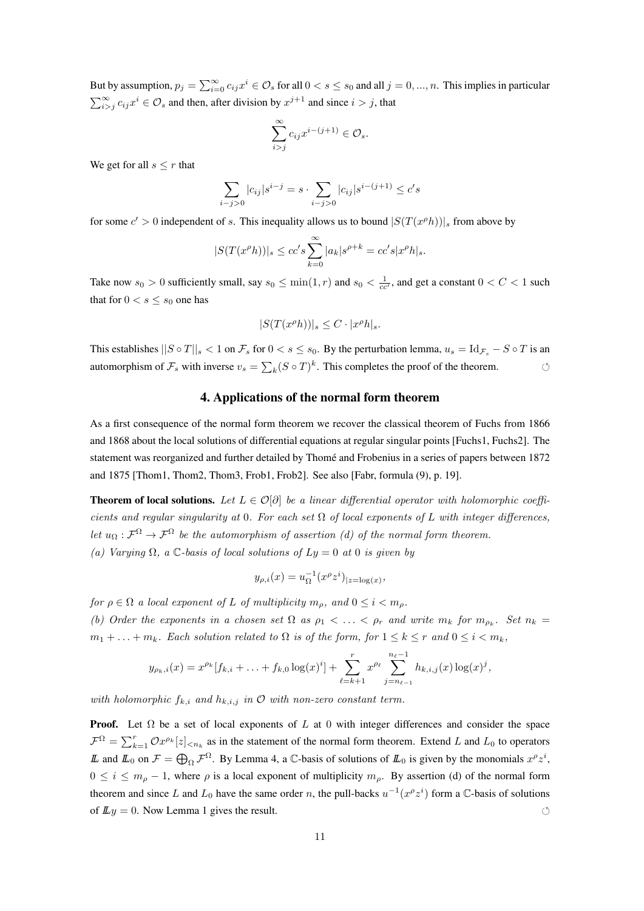But by assumption, $p_j = \sum_{i=0}^{\infty} c_{ij} x^i \in \mathcal{O}_s$ for all $0 < s \leq s_0$ and all $j = 0, ..., n$. This implies in particular $\sum_{i>j}^{\infty} c_{ij} x^i \in \mathcal{O}_s$ and then, after division by $x^{j+1}$ and since $i > j$, that

$$\sum_{i>j}^{\infty} c_{ij} x^{i-(j+1)} \in \mathcal{O}_s.$$

We get for all $s \leq r$ that

$$\sum_{i-j>0} |c_{ij}| s^{i-j} = s \cdot \sum_{i-j>0} |c_{ij}| s^{i-(j+1)} \leq c' s$$

for some $c' > 0$ independent of $s$. This inequality allows us to bound $|S(T(x^\rho h))|_s$ from above by

$$|S(T(x^\rho h))|_s \leq cc' s \sum_{k=0}^{\infty} |a_k| s^{\rho+k} = cc' s |x^\rho h|_s.$$

Take now $s_0 > 0$ sufficiently small, say $s_0 \leq \min(1, r)$ and $s_0 < \frac{1}{cc'}$, and get a constant $0 < C < 1$ such that for $0 < s \leq s_0$ one has

$$|S(T(x^\rho h))|_s \leq C \cdot |x^\rho h|_s.$$

This establishes $||S \circ T||_s < 1$ on $\mathcal{F}_s$ for $0 < s \leq s_0$. By the perturbation lemma, $u_s = \mathrm{Id}_{\mathcal{F}_s} - S \circ T$ is an automorphism of $\mathcal{F}_s$ with inverse $v_s = \sum_k (S \circ T)^k$. This completes the proof of the theorem. ◌

## 4. Applications of the normal form theorem

As a first consequence of the normal form theorem we recover the classical theorem of Fuchs from 1866 and 1868 about the local solutions of differential equations at regular singular points [Fuchs1, Fuchs2]. The statement was reorganized and further detailed by Thomé and Frobenius in a series of papers between 1872 and 1875 [Thom1, Thom2, Thom3, Frob1, Frob2]. See also [Fabr, formula (9), p. 19].

**Theorem of local solutions.** *Let $L \in \mathcal{O}[\partial]$ be a linear differential operator with holomorphic coefficients and regular singularity at $0$. For each set $\Omega$ of local exponents of $L$ with integer differences, let $u_\Omega : \mathcal{F}^\Omega \to \mathcal{F}^\Omega$ be the automorphism of assertion (d) of the normal form theorem.*

*(a) Varying $\Omega$, a $\mathbb{C}$-basis of local solutions of $Ly = 0$ at $0$ is given by*

$$y_{\rho,i}(x) = u_\Omega^{-1}(x^\rho z^i)_{|z=\log(x)},$$

*for $\rho \in \Omega$ a local exponent of $L$ of multiplicity $m_\rho$, and $0 \leq i < m_\rho$.*

*(b) Order the exponents in a chosen set $\Omega$ as $\rho_1 < \ldots < \rho_r$ and write $m_k$ for $m_{\rho_k}$. Set $n_k = m_1 + \ldots + m_k$. Each solution related to $\Omega$ is of the form, for $1 \leq k \leq r$ and $0 \leq i < m_k$,*

$$y_{\rho_k,i}(x) = x^{\rho_k}[f_{k,i} + \ldots + f_{k,0} \log(x)^i] + \sum_{\ell=k+1}^{r} x^{\rho_\ell} \sum_{j=n_{\ell-1}}^{n_\ell - 1} h_{k,i,j}(x) \log(x)^j,$$

*with holomorphic $f_{k,i}$ and $h_{k,i,j}$ in $\mathcal{O}$ with non-zero constant term.*

**Proof.** Let $\Omega$ be a set of local exponents of $L$ at $0$ with integer differences and consider the space $\mathcal{F}^\Omega = \sum_{k=1}^{r} \mathcal{O} x^{\rho_k}[z]_{<n_k}$ as in the statement of the normal form theorem. Extend $L$ and $L_0$ to operators $\mathbb{L}$ and $\mathbb{L}_0$ on $\mathcal{F} = \bigoplus_\Omega \mathcal{F}^\Omega$. By Lemma 4, a $\mathbb{C}$-basis of solutions of $\mathbb{L}_0$ is given by the monomials $x^\rho z^i$, $0 \leq i \leq m_\rho - 1$, where $\rho$ is a local exponent of multiplicity $m_\rho$. By assertion (d) of the normal form theorem and since $L$ and $L_0$ have the same order $n$, the pull-backs $u^{-1}(x^\rho z^i)$ form a $\mathbb{C}$-basis of solutions of $\mathbb{L} y = 0$. Now Lemma 1 gives the result. ◌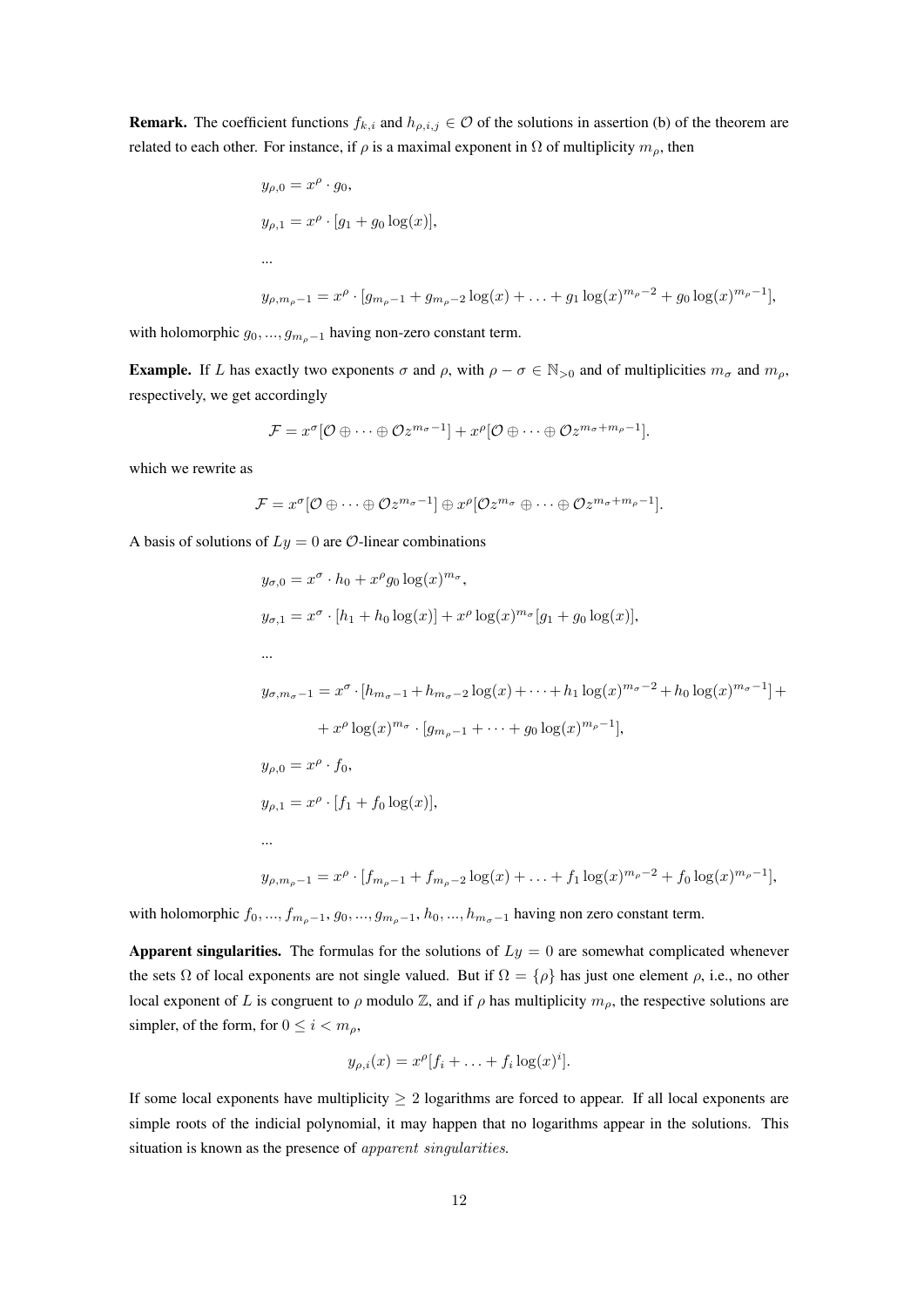**Remark.** The coefficient functions $f_{k,i}$ and $h_{\rho,i,j} \in \mathcal{O}$ of the solutions in assertion (b) of the theorem are related to each other. For instance, if $\rho$ is a maximal exponent in $\Omega$ of multiplicity $m_\rho$, then

$$y_{\rho,0} = x^\rho \cdot g_0,$$

$$y_{\rho,1} = x^\rho \cdot [g_1 + g_0 \log(x)],$$

$$...$$

$$y_{\rho,m_\rho-1} = x^\rho \cdot [g_{m_\rho-1} + g_{m_\rho-2} \log(x) + \ldots + g_1 \log(x)^{m_\rho-2} + g_0 \log(x)^{m_\rho-1}],$$

with holomorphic $g_0, ..., g_{m_\rho-1}$ having non-zero constant term.

**Example.** If $L$ has exactly two exponents $\sigma$ and $\rho$, with $\rho - \sigma \in \mathbb{N}_{>0}$ and of multiplicities $m_\sigma$ and $m_\rho$, respectively, we get accordingly

$$\mathcal{F} = x^\sigma[\mathcal{O} \oplus \cdots \oplus \mathcal{O}z^{m_\sigma-1}] + x^\rho[\mathcal{O} \oplus \cdots \oplus \mathcal{O}z^{m_\sigma+m_\rho-1}].$$

which we rewrite as

$$\mathcal{F} = x^\sigma[\mathcal{O} \oplus \cdots \oplus \mathcal{O}z^{m_\sigma-1}] \oplus x^\rho[\mathcal{O}z^{m_\sigma} \oplus \cdots \oplus \mathcal{O}z^{m_\sigma+m_\rho-1}].$$

A basis of solutions of $Ly = 0$ are $\mathcal{O}$-linear combinations

$$y_{\sigma,0} = x^\sigma \cdot h_0 + x^\rho g_0 \log(x)^{m_\sigma},$$

$$y_{\sigma,1} = x^\sigma \cdot [h_1 + h_0 \log(x)] + x^\rho \log(x)^{m_\sigma}[g_1 + g_0 \log(x)],$$

$$...$$

$$y_{\sigma,m_\sigma-1} = x^\sigma \cdot [h_{m_\sigma-1} + h_{m_\sigma-2} \log(x) + \cdots + h_1 \log(x)^{m_\sigma-2} + h_0 \log(x)^{m_\sigma-1}] +$$

$$+ x^\rho \log(x)^{m_\sigma} \cdot [g_{m_\rho-1} + \cdots + g_0 \log(x)^{m_\rho-1}],$$

$$y_{\rho,0} = x^\rho \cdot f_0,$$

$$y_{\rho,1} = x^\rho \cdot [f_1 + f_0 \log(x)],$$

$$...$$

$$y_{\rho,m_\rho-1} = x^\rho \cdot [f_{m_\rho-1} + f_{m_\rho-2} \log(x) + \ldots + f_1 \log(x)^{m_\rho-2} + f_0 \log(x)^{m_\rho-1}],$$

with holomorphic $f_0, ..., f_{m_\rho-1}, g_0, ..., g_{m_\rho-1}, h_0, ..., h_{m_\sigma-1}$ having non zero constant term.

**Apparent singularities.** The formulas for the solutions of $Ly = 0$ are somewhat complicated whenever the sets $\Omega$ of local exponents are not single valued. But if $\Omega = \{\rho\}$ has just one element $\rho$, i.e., no other local exponent of $L$ is congruent to $\rho$ modulo $\mathbb{Z}$, and if $\rho$ has multiplicity $m_\rho$, the respective solutions are simpler, of the form, for $0 \leq i < m_\rho$,

$$y_{\rho,i}(x) = x^\rho[f_i + \ldots + f_i \log(x)^i].$$

If some local exponents have multiplicity $\geq 2$ logarithms are forced to appear. If all local exponents are simple roots of the indicial polynomial, it may happen that no logarithms appear in the solutions. This situation is known as the presence of *apparent singularities*.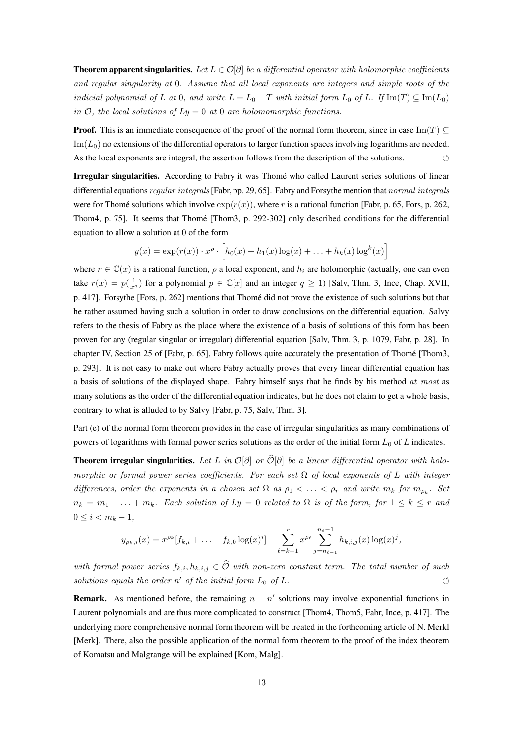**Theorem apparent singularities.** *Let $L \in \mathcal{O}[\partial]$ be a differential operator with holomorphic coefficients and regular singularity at* 0*. Assume that all local exponents are integers and simple roots of the indicial polynomial of $L$ at* 0*, and write $L = L_0 - T$ with initial form $L_0$ of $L$. If $\mathrm{Im}(T) \subseteq \mathrm{Im}(L_0)$ in $\mathcal{O}$, the local solutions of $Ly = 0$ at* 0 *are holomomorphic functions.*

**Proof.** This is an immediate consequence of the proof of the normal form theorem, since in case $\mathrm{Im}(T) \subseteq \mathrm{Im}(L_0)$ no extensions of the differential operators to larger function spaces involving logarithms are needed. As the local exponents are integral, the assertion follows from the description of the solutions. ○

**Irregular singularities.** According to Fabry it was Thomé who called Laurent series solutions of linear differential equations *regular integrals* [Fabr, pp. 29, 65]. Fabry and Forsythe mention that *normal integrals* were for Thomé solutions which involve $\exp(r(x))$, where $r$ is a rational function [Fabr, p. 65, Fors, p. 262, Thom4, p. 75]. It seems that Thomé [Thom3, p. 292-302] only described conditions for the differential equation to allow a solution at 0 of the form

$$y(x) = \exp(r(x)) \cdot x^{\rho} \cdot \Big[h_0(x) + h_1(x)\log(x) + \ldots + h_k(x)\log^k(x)\Big]$$

where $r \in \mathbb{C}(x)$ is a rational function, $\rho$ a local exponent, and $h_i$ are holomorphic (actually, one can even take $r(x) = p(\frac{1}{x^q})$ for a polynomial $p \in \mathbb{C}[x]$ and an integer $q \geq 1$) [Salv, Thm. 3, Ince, Chap. XVII, p. 417]. Forsythe [Fors, p. 262] mentions that Thomé did not prove the existence of such solutions but that he rather assumed having such a solution in order to draw conclusions on the differential equation. Salvy refers to the thesis of Fabry as the place where the existence of a basis of solutions of this form has been proven for any (regular singular or irregular) differential equation [Salv, Thm. 3, p. 1079, Fabr, p. 28]. In chapter IV, Section 25 of [Fabr, p. 65], Fabry follows quite accurately the presentation of Thomé [Thom3, p. 293]. It is not easy to make out where Fabry actually proves that every linear differential equation has a basis of solutions of the displayed shape. Fabry himself says that he finds by his method *at most* as many solutions as the order of the differential equation indicates, but he does not claim to get a whole basis, contrary to what is alluded to by Salvy [Fabr, p. 75, Salv, Thm. 3].

Part (e) of the normal form theorem provides in the case of irregular singularities as many combinations of powers of logarithms with formal power series solutions as the order of the initial form $L_0$ of $L$ indicates.

**Theorem irregular singularities.** *Let $L$ in $\mathcal{O}[\partial]$ or $\widehat{\mathcal{O}}[\partial]$ be a linear differential operator with holomorphic or formal power series coefficients. For each set $\Omega$ of local exponents of $L$ with integer differences, order the exponents in a chosen set $\Omega$ as $\rho_1 < \ldots < \rho_r$ and write $m_k$ for $m_{\rho_k}$. Set $n_k = m_1 + \ldots + m_k$. Each solution of $Ly = 0$ related to $\Omega$ is of the form, for $1 \leq k \leq r$ and $0 \leq i < m_k - 1$,*

$$y_{\rho_k,i}(x) = x^{\rho_k}[f_{k,i} + \ldots + f_{k,0}\log(x)^i] + \sum_{\ell=k+1}^{r} x^{\rho_\ell} \sum_{j=n_{\ell-1}}^{n_\ell - 1} h_{k,i,j}(x)\log(x)^j,$$

*with formal power series $f_{k,i}, h_{k,i,j} \in \widehat{\mathcal{O}}$ with non-zero constant term. The total number of such solutions equals the order $n'$ of the initial form $L_0$ of $L$.* ○

**Remark.** As mentioned before, the remaining $n - n'$ solutions may involve exponential functions in Laurent polynomials and are thus more complicated to construct [Thom4, Thom5, Fabr, Ince, p. 417]. The underlying more comprehensive normal form theorem will be treated in the forthcoming article of N. Merkl [Merk]. There, also the possible application of the normal form theorem to the proof of the index theorem of Komatsu and Malgrange will be explained [Kom, Malg].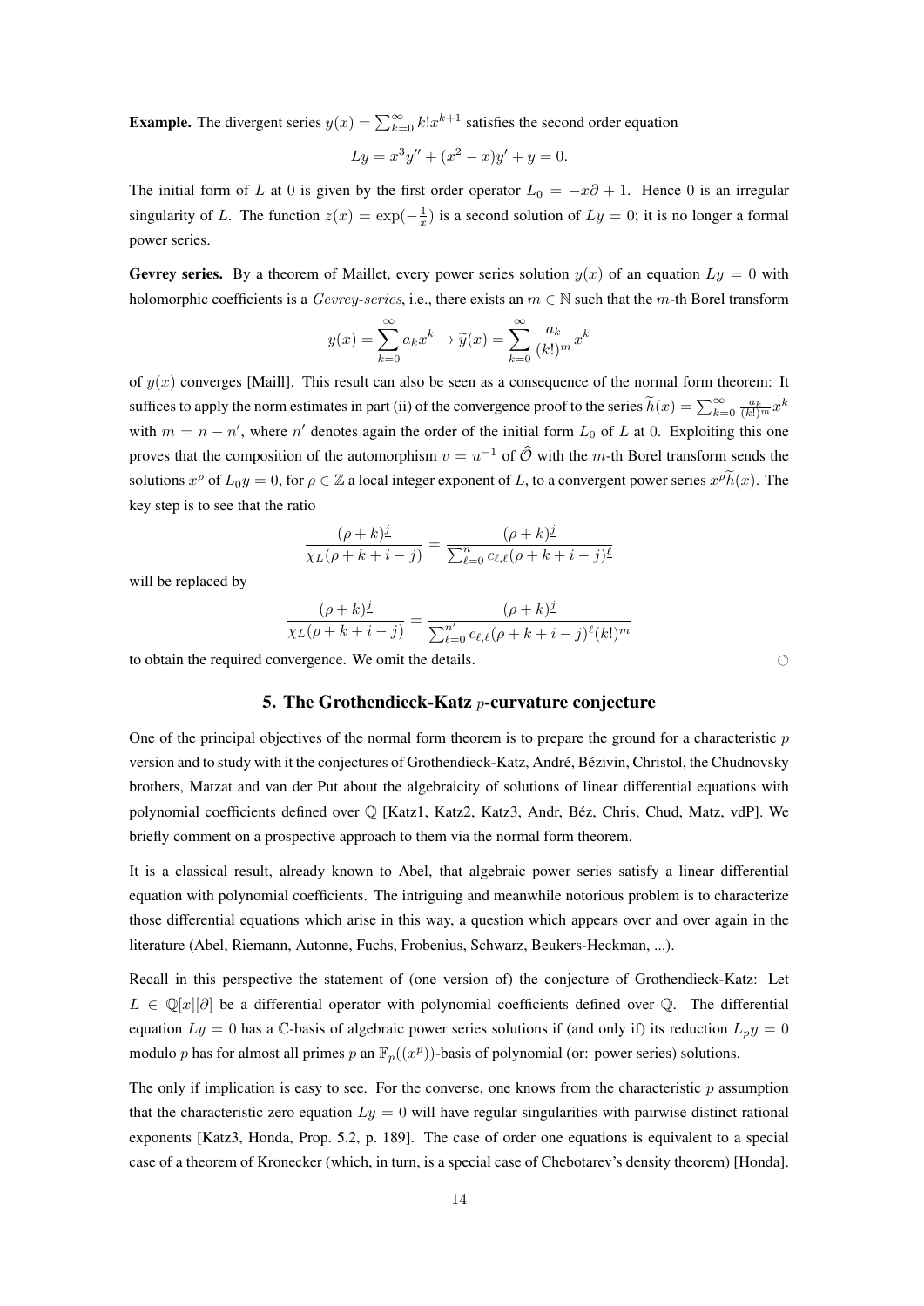**Example.** The divergent series $y(x) = \sum_{k=0}^{\infty} k! x^{k+1}$ satisfies the second order equation

$$Ly = x^3 y'' + (x^2 - x)y' + y = 0.$$

The initial form of $L$ at 0 is given by the first order operator $L_0 = -x\partial + 1$. Hence 0 is an irregular singularity of $L$. The function $z(x) = \exp(-\frac{1}{x})$ is a second solution of $Ly = 0$; it is no longer a formal power series.

**Gevrey series.** By a theorem of Maillet, every power series solution $y(x)$ of an equation $Ly = 0$ with holomorphic coefficients is a *Gevrey-series*, i.e., there exists an $m \in \mathbb{N}$ such that the $m$-th Borel transform

$$y(x) = \sum_{k=0}^{\infty} a_k x^k \to \widetilde{y}(x) = \sum_{k=0}^{\infty} \frac{a_k}{(k!)^m} x^k$$

of $y(x)$ converges [Maill]. This result can also be seen as a consequence of the normal form theorem: It suffices to apply the norm estimates in part (ii) of the convergence proof to the series $\widetilde{h}(x) = \sum_{k=0}^{\infty} \frac{a_k}{(k!)^m} x^k$ with $m = n - n'$, where $n'$ denotes again the order of the initial form $L_0$ of $L$ at 0. Exploiting this one proves that the composition of the automorphism $v = u^{-1}$ of $\widehat{\mathcal{O}}$ with the $m$-th Borel transform sends the solutions $x^\rho$ of $L_0 y = 0$, for $\rho \in \mathbb{Z}$ a local integer exponent of $L$, to a convergent power series $x^\rho \widetilde{h}(x)$. The key step is to see that the ratio

$$\frac{(\rho + k)^{\underline{j}}}{\chi_L(\rho + k + i - j)} = \frac{(\rho + k)^{\underline{j}}}{\sum_{\ell=0}^{n} c_{\ell,\ell}(\rho + k + i - j)^{\underline{\ell}}}$$

will be replaced by

$$\frac{(\rho + k)^{\underline{j}}}{\chi_L(\rho + k + i - j)} = \frac{(\rho + k)^{\underline{j}}}{\sum_{\ell=0}^{n'} c_{\ell,\ell}(\rho + k + i - j)^{\underline{\ell}}(k!)^m}$$

to obtain the required convergence. We omit the details. ↺

## 5. The Grothendieck-Katz $p$-curvature conjecture

One of the principal objectives of the normal form theorem is to prepare the ground for a characteristic $p$ version and to study with it the conjectures of Grothendieck-Katz, André, Bézivin, Christol, the Chudnovsky brothers, Matzat and van der Put about the algebraicity of solutions of linear differential equations with polynomial coefficients defined over $\mathbb{Q}$ [Katz1, Katz2, Katz3, Andr, Béz, Chris, Chud, Matz, vdP]. We briefly comment on a prospective approach to them via the normal form theorem.

It is a classical result, already known to Abel, that algebraic power series satisfy a linear differential equation with polynomial coefficients. The intriguing and meanwhile notorious problem is to characterize those differential equations which arise in this way, a question which appears over and over again in the literature (Abel, Riemann, Autonne, Fuchs, Frobenius, Schwarz, Beukers-Heckman, ...).

Recall in this perspective the statement of (one version of) the conjecture of Grothendieck-Katz: Let $L \in \mathbb{Q}[x][\partial]$ be a differential operator with polynomial coefficients defined over $\mathbb{Q}$. The differential equation $Ly = 0$ has a $\mathbb{C}$-basis of algebraic power series solutions if (and only if) its reduction $L_p y = 0$ modulo $p$ has for almost all primes $p$ an $\mathbb{F}_p((x^p))$-basis of polynomial (or: power series) solutions.

The only if implication is easy to see. For the converse, one knows from the characteristic $p$ assumption that the characteristic zero equation $Ly = 0$ will have regular singularities with pairwise distinct rational exponents [Katz3, Honda, Prop. 5.2, p. 189]. The case of order one equations is equivalent to a special case of a theorem of Kronecker (which, in turn, is a special case of Chebotarev's density theorem) [Honda].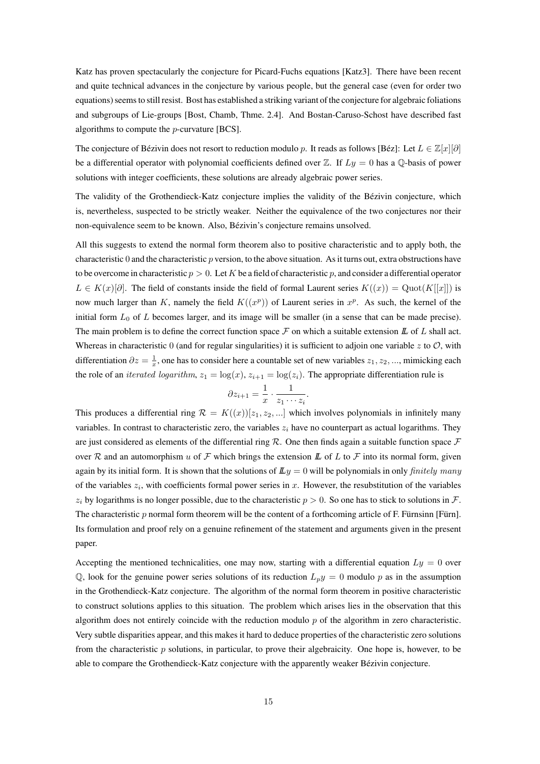Katz has proven spectacularly the conjecture for Picard-Fuchs equations [Katz3]. There have been recent and quite technical advances in the conjecture by various people, but the general case (even for order two equations) seems to still resist. Bost has established a striking variant of the conjecture for algebraic foliations and subgroups of Lie-groups [Bost, Chamb, Thme. 2.4]. And Bostan-Caruso-Schost have described fast algorithms to compute the $p$-curvature [BCS].

The conjecture of Bézivin does not resort to reduction modulo $p$. It reads as follows [Béz]: Let $L \in \mathbb{Z}[x][\partial]$ be a differential operator with polynomial coefficients defined over $\mathbb{Z}$. If $Ly = 0$ has a $\mathbb{Q}$-basis of power solutions with integer coefficients, these solutions are already algebraic power series.

The validity of the Grothendieck-Katz conjecture implies the validity of the Bézivin conjecture, which is, nevertheless, suspected to be strictly weaker. Neither the equivalence of the two conjectures nor their non-equivalence seem to be known. Also, Bézivin's conjecture remains unsolved.

All this suggests to extend the normal form theorem also to positive characteristic and to apply both, the characteristic $0$ and the characteristic $p$ version, to the above situation. As it turns out, extra obstructions have to be overcome in characteristic $p > 0$. Let $K$ be a field of characteristic $p$, and consider a differential operator $L \in K(x)[\partial]$. The field of constants inside the field of formal Laurent series $K((x)) = \mathrm{Quot}(K[[x]])$ is now much larger than $K$, namely the field $K((x^p))$ of Laurent series in $x^p$. As such, the kernel of the initial form $L_0$ of $L$ becomes larger, and its image will be smaller (in a sense that can be made precise). The main problem is to define the correct function space $\mathcal{F}$ on which a suitable extension $\mathbb{L}$ of $L$ shall act. Whereas in characteristic $0$ (and for regular singularities) it is sufficient to adjoin one variable $z$ to $\mathcal{O}$, with differentiation $\partial z = \frac{1}{x}$, one has to consider here a countable set of new variables $z_1, z_2, ...$, mimicking each the role of an *iterated logarithm*, $z_1 = \log(x)$, $z_{i+1} = \log(z_i)$. The appropriate differentiation rule is

$$\partial z_{i+1} = \frac{1}{x} \cdot \frac{1}{z_1 \cdots z_i}.$$

This produces a differential ring $\mathcal{R} = K((x))[z_1, z_2, ...]$ which involves polynomials in infinitely many variables. In contrast to characteristic zero, the variables $z_i$ have no counterpart as actual logarithms. They are just considered as elements of the differential ring $\mathcal{R}$. One then finds again a suitable function space $\mathcal{F}$ over $\mathcal{R}$ and an automorphism $u$ of $\mathcal{F}$ which brings the extension $\mathbb{L}$ of $L$ to $\mathcal{F}$ into its normal form, given again by its initial form. It is shown that the solutions of $\mathbb{L}y = 0$ will be polynomials in only *finitely many* of the variables $z_i$, with coefficients formal power series in $x$. However, the resubstitution of the variables $z_i$ by logarithms is no longer possible, due to the characteristic $p > 0$. So one has to stick to solutions in $\mathcal{F}$. The characteristic $p$ normal form theorem will be the content of a forthcoming article of F. Fürnsinn [Fürn]. Its formulation and proof rely on a genuine refinement of the statement and arguments given in the present paper.

Accepting the mentioned technicalities, one may now, starting with a differential equation $Ly = 0$ over $\mathbb{Q}$, look for the genuine power series solutions of its reduction $L_p y = 0$ modulo $p$ as in the assumption in the Grothendieck-Katz conjecture. The algorithm of the normal form theorem in positive characteristic to construct solutions applies to this situation. The problem which arises lies in the observation that this algorithm does not entirely coincide with the reduction modulo $p$ of the algorithm in zero characteristic. Very subtle disparities appear, and this makes it hard to deduce properties of the characteristic zero solutions from the characteristic $p$ solutions, in particular, to prove their algebraicity. One hope is, however, to be able to compare the Grothendieck-Katz conjecture with the apparently weaker Bézivin conjecture.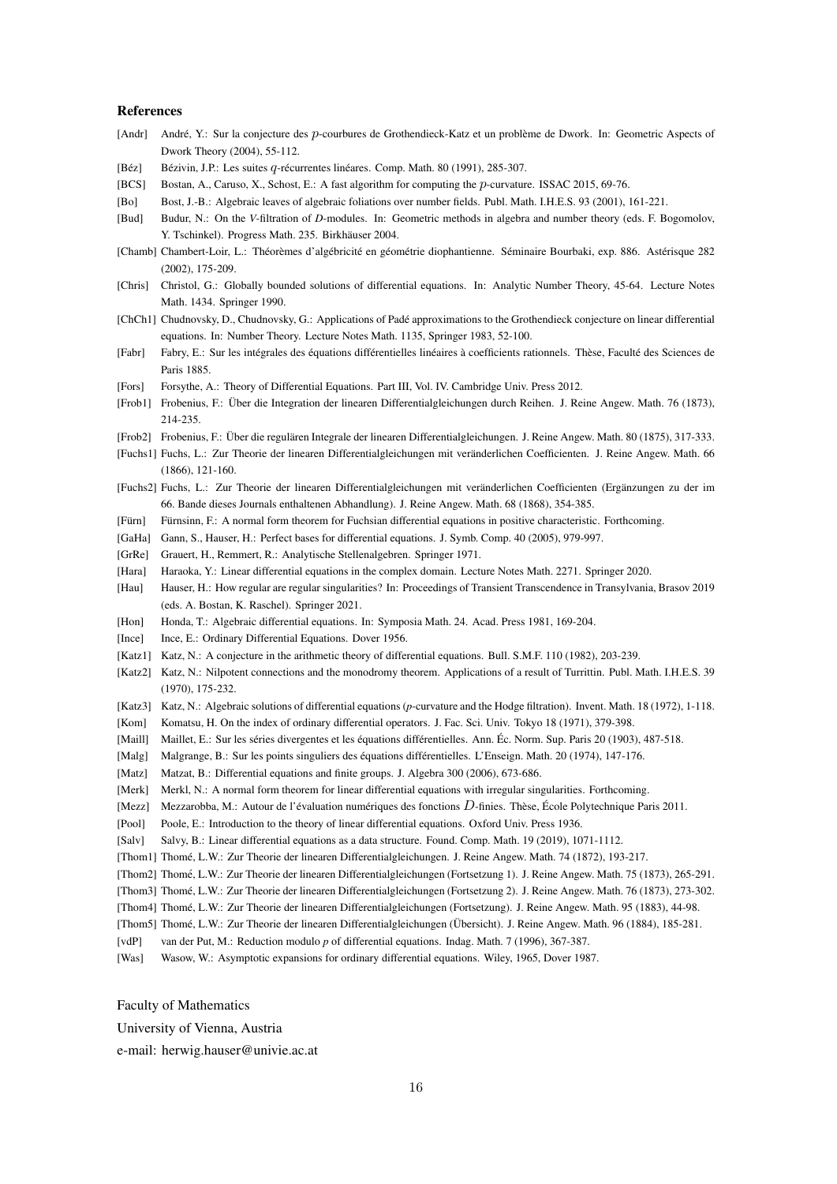## References

[Andr] André, Y.: Sur la conjecture des $p$-courbures de Grothendieck-Katz et un problème de Dwork. In: Geometric Aspects of Dwork Theory (2004), 55-112.

[Béz] Bézivin, J.P.: Les suites $q$-récurrentes linéares. Comp. Math. 80 (1991), 285-307.

[BCS] Bostan, A., Caruso, X., Schost, E.: A fast algorithm for computing the $p$-curvature. ISSAC 2015, 69-76.

[Bo] Bost, J.-B.: Algebraic leaves of algebraic foliations over number fields. Publ. Math. I.H.E.S. 93 (2001), 161-221.

[Bud] Budur, N.: On the *V*-filtration of *D*-modules. In: Geometric methods in algebra and number theory (eds. F. Bogomolov, Y. Tschinkel). Progress Math. 235. Birkhäuser 2004.

[Chamb] Chambert-Loir, L.: Théorèmes d'algébricité en géométrie diophantienne. Séminaire Bourbaki, exp. 886. Astérisque 282 (2002), 175-209.

[Chris] Christol, G.: Globally bounded solutions of differential equations. In: Analytic Number Theory, 45-64. Lecture Notes Math. 1434. Springer 1990.

[ChCh1] Chudnovsky, D., Chudnovsky, G.: Applications of Padé approximations to the Grothendieck conjecture on linear differential equations. In: Number Theory. Lecture Notes Math. 1135, Springer 1983, 52-100.

[Fabr] Fabry, E.: Sur les intégrales des équations différentielles linéaires à coefficients rationnels. Thèse, Faculté des Sciences de Paris 1885.

[Fors] Forsythe, A.: Theory of Differential Equations. Part III, Vol. IV. Cambridge Univ. Press 2012.

[Frob1] Frobenius, F.: Über die Integration der linearen Differentialgleichungen durch Reihen. J. Reine Angew. Math. 76 (1873), 214-235.

[Frob2] Frobenius, F.: Über die regulären Integrale der linearen Differentialgleichungen. J. Reine Angew. Math. 80 (1875), 317-333.

[Fuchs1] Fuchs, L.: Zur Theorie der linearen Differentialgleichungen mit veränderlichen Coefficienten. J. Reine Angew. Math. 66 (1866), 121-160.

[Fuchs2] Fuchs, L.: Zur Theorie der linearen Differentialgleichungen mit veränderlichen Coefficienten (Ergänzungen zu der im 66. Bande dieses Journals enthaltenen Abhandlung). J. Reine Angew. Math. 68 (1868), 354-385.

[Fürn] Fürnsinn, F.: A normal form theorem for Fuchsian differential equations in positive characteristic. Forthcoming.

[GaHa] Gann, S., Hauser, H.: Perfect bases for differential equations. J. Symb. Comp. 40 (2005), 979-997.

[GrRe] Grauert, H., Remmert, R.: Analytische Stellenalgebren. Springer 1971.

[Hara] Haraoka, Y.: Linear differential equations in the complex domain. Lecture Notes Math. 2271. Springer 2020.

[Hau] Hauser, H.: How regular are regular singularities? In: Proceedings of Transient Transcendence in Transylvania, Brasov 2019 (eds. A. Bostan, K. Raschel). Springer 2021.

[Hon] Honda, T.: Algebraic differential equations. In: Symposia Math. 24. Acad. Press 1981, 169-204.

[Ince] Ince, E.: Ordinary Differential Equations. Dover 1956.

[Katz1] Katz, N.: A conjecture in the arithmetic theory of differential equations. Bull. S.M.F. 110 (1982), 203-239.

[Katz2] Katz, N.: Nilpotent connections and the monodromy theorem. Applications of a result of Turrittin. Publ. Math. I.H.E.S. 39 (1970), 175-232.

[Katz3] Katz, N.: Algebraic solutions of differential equations (*p*-curvature and the Hodge filtration). Invent. Math. 18 (1972), 1-118.

[Kom] Komatsu, H. On the index of ordinary differential operators. J. Fac. Sci. Univ. Tokyo 18 (1971), 379-398.

[Maill] Maillet, E.: Sur les séries divergentes et les équations différentielles. Ann. Éc. Norm. Sup. Paris 20 (1903), 487-518.

[Malg] Malgrange, B.: Sur les points singuliers des équations différentielles. L'Enseign. Math. 20 (1974), 147-176.

[Matz] Matzat, B.: Differential equations and finite groups. J. Algebra 300 (2006), 673-686.

[Merk] Merkl, N.: A normal form theorem for linear differential equations with irregular singularities. Forthcoming.

[Mezz] Mezzarobba, M.: Autour de l'évaluation numériques des fonctions $D$-finies. Thèse, École Polytechnique Paris 2011.

[Pool] Poole, E.: Introduction to the theory of linear differential equations. Oxford Univ. Press 1936.

[Salv] Salvy, B.: Linear differential equations as a data structure. Found. Comp. Math. 19 (2019), 1071-1112.

[Thom1] Thomé, L.W.: Zur Theorie der linearen Differentialgleichungen. J. Reine Angew. Math. 74 (1872), 193-217.

[Thom2] Thomé, L.W.: Zur Theorie der linearen Differentialgleichungen (Fortsetzung 1). J. Reine Angew. Math. 75 (1873), 265-291.

[Thom3] Thomé, L.W.: Zur Theorie der linearen Differentialgleichungen (Fortsetzung 2). J. Reine Angew. Math. 76 (1873), 273-302.

[Thom4] Thomé, L.W.: Zur Theorie der linearen Differentialgleichungen (Fortsetzung). J. Reine Angew. Math. 95 (1883), 44-98.

[Thom5] Thomé, L.W.: Zur Theorie der linearen Differentialgleichungen (Übersicht). J. Reine Angew. Math. 96 (1884), 185-281.

[vdP] van der Put, M.: Reduction modulo *p* of differential equations. Indag. Math. 7 (1996), 367-387.

[Was] Wasow, W.: Asymptotic expansions for ordinary differential equations. Wiley, 1965, Dover 1987.

Faculty of Mathematics

University of Vienna, Austria

e-mail: herwig.hauser@univie.ac.at